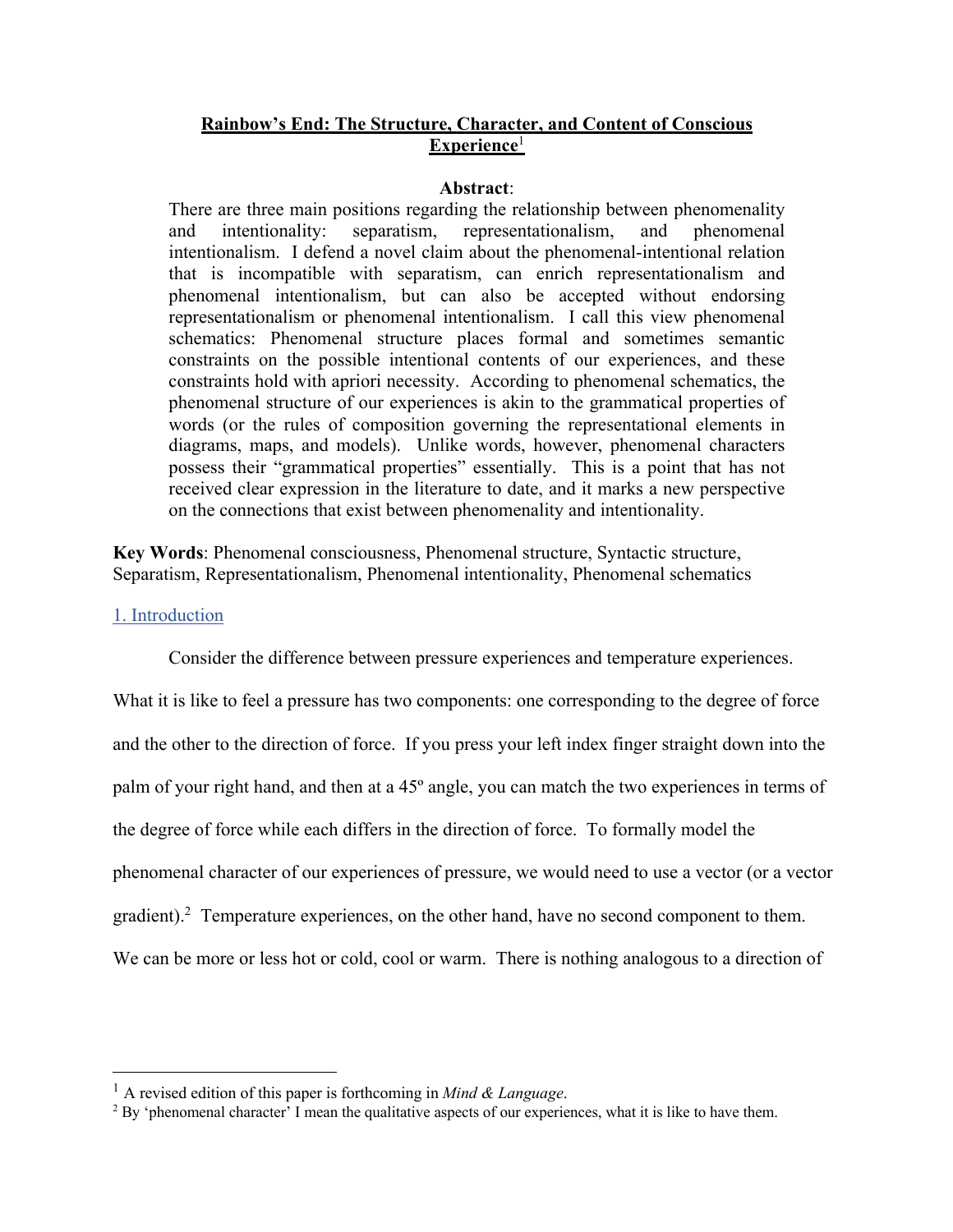# Rainbow's End: The Structure, Character, and Content of Conscious Experience[1]

**Abstract**:

There are three main positions regarding the relationship between phenomenality and intentionality: separatism, representationalism, and phenomenal intentionalism. I defend a novel claim about the phenomenal-intentional relation that is incompatible with separatism, can enrich representationalism and phenomenal intentionalism, but can also be accepted without endorsing representationalism or phenomenal intentionalism. I call this view phenomenal schematics: Phenomenal structure places formal and sometimes semantic constraints on the possible intentional contents of our experiences, and these constraints hold with apriori necessity. According to phenomenal schematics, the phenomenal structure of our experiences is akin to the grammatical properties of words (or the rules of composition governing the representational elements in diagrams, maps, and models). Unlike words, however, phenomenal characters possess their "grammatical properties" essentially. This is a point that has not received clear expression in the literature to date, and it marks a new perspective on the connections that exist between phenomenality and intentionality.

**Key Words**: Phenomenal consciousness, Phenomenal structure, Syntactic structure, Separatism, Representationalism, Phenomenal intentionality, Phenomenal schematics

## 1. Introduction

Consider the difference between pressure experiences and temperature experiences. What it is like to feel a pressure has two components: one corresponding to the degree of force and the other to the direction of force. If you press your left index finger straight down into the palm of your right hand, and then at a 45º angle, you can match the two experiences in terms of the degree of force while each differs in the direction of force. To formally model the phenomenal character of our experiences of pressure, we would need to use a vector (or a vector gradient).[2] Temperature experiences, on the other hand, have no second component to them. We can be more or less hot or cold, cool or warm. There is nothing analogous to a direction of

---

[1] A revised edition of this paper is forthcoming in *Mind & Language*.

[2] By 'phenomenal character' I mean the qualitative aspects of our experiences, what it is like to have them.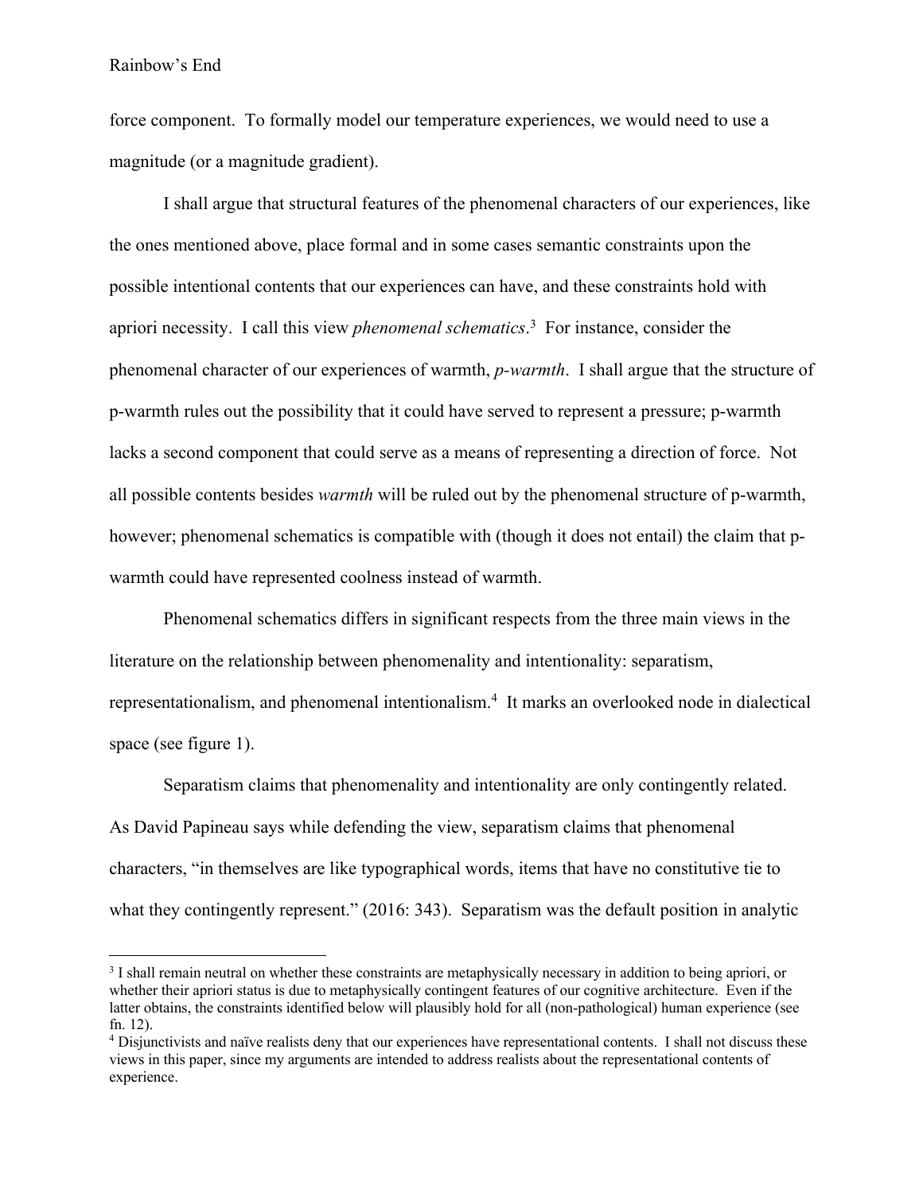force component. To formally model our temperature experiences, we would need to use a magnitude (or a magnitude gradient).

I shall argue that structural features of the phenomenal characters of our experiences, like the ones mentioned above, place formal and in some cases semantic constraints upon the possible intentional contents that our experiences can have, and these constraints hold with apriori necessity. I call this view *phenomenal schematics*.[3] For instance, consider the phenomenal character of our experiences of warmth, *p-warmth*. I shall argue that the structure of p-warmth rules out the possibility that it could have served to represent a pressure; p-warmth lacks a second component that could serve as a means of representing a direction of force. Not all possible contents besides *warmth* will be ruled out by the phenomenal structure of p-warmth, however; phenomenal schematics is compatible with (though it does not entail) the claim that p-warmth could have represented coolness instead of warmth.

Phenomenal schematics differs in significant respects from the three main views in the literature on the relationship between phenomenality and intentionality: separatism, representationalism, and phenomenal intentionalism.[4] It marks an overlooked node in dialectical space (see figure 1).

Separatism claims that phenomenality and intentionality are only contingently related. As David Papineau says while defending the view, separatism claims that phenomenal characters, "in themselves are like typographical words, items that have no constitutive tie to what they contingently represent." (2016: 343). Separatism was the default position in analytic

[3] I shall remain neutral on whether these constraints are metaphysically necessary in addition to being apriori, or whether their apriori status is due to metaphysically contingent features of our cognitive architecture. Even if the latter obtains, the constraints identified below will plausibly hold for all (non-pathological) human experience (see fn. 12).

[4] Disjunctivists and naïve realists deny that our experiences have representational contents. I shall not discuss these views in this paper, since my arguments are intended to address realists about the representational contents of experience.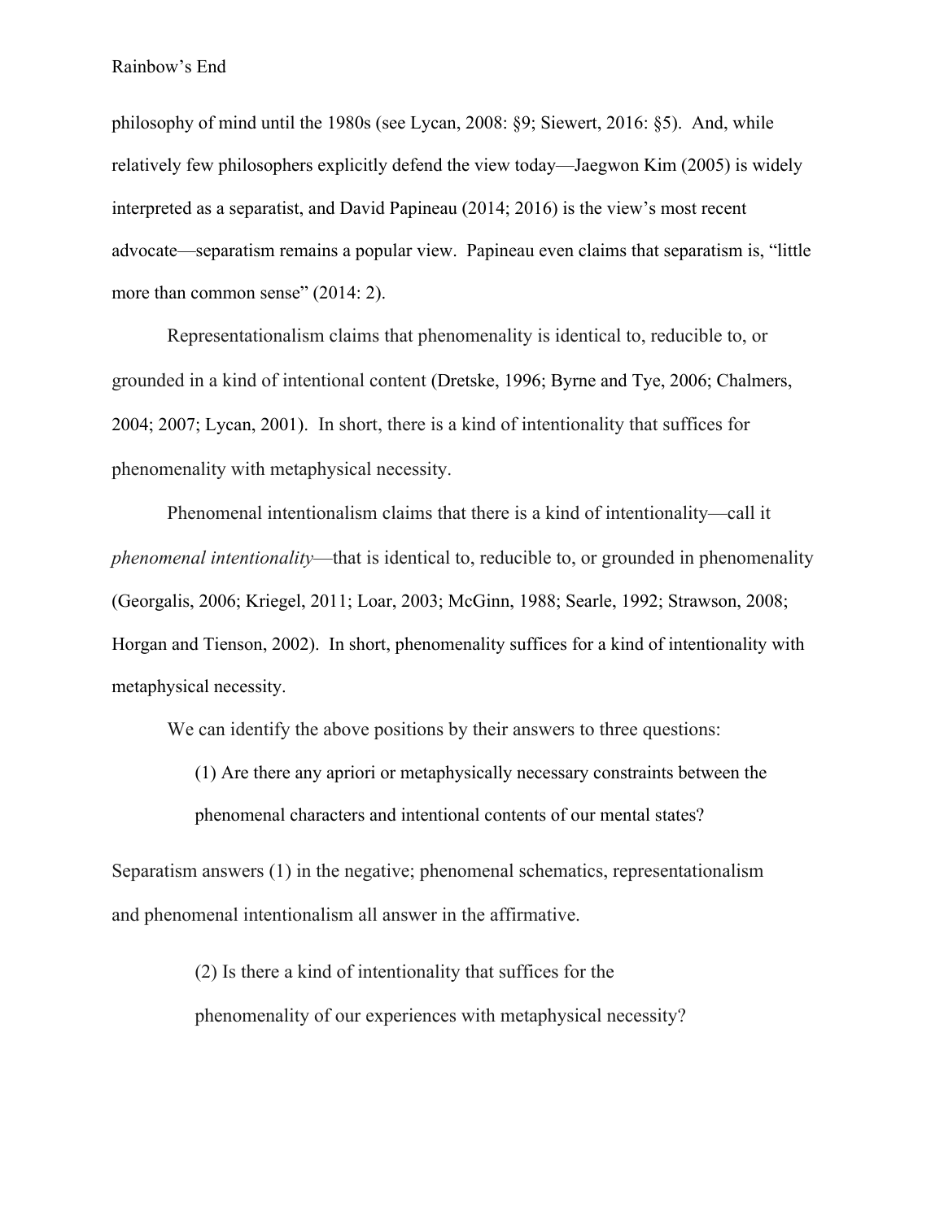philosophy of mind until the 1980s (see Lycan, 2008: §9; Siewert, 2016: §5). And, while relatively few philosophers explicitly defend the view today—Jaegwon Kim (2005) is widely interpreted as a separatist, and David Papineau (2014; 2016) is the view's most recent advocate—separatism remains a popular view. Papineau even claims that separatism is, "little more than common sense" (2014: 2).

Representationalism claims that phenomenality is identical to, reducible to, or grounded in a kind of intentional content (Dretske, 1996; Byrne and Tye, 2006; Chalmers, 2004; 2007; Lycan, 2001). In short, there is a kind of intentionality that suffices for phenomenality with metaphysical necessity.

Phenomenal intentionalism claims that there is a kind of intentionality—call it *phenomenal intentionality*—that is identical to, reducible to, or grounded in phenomenality (Georgalis, 2006; Kriegel, 2011; Loar, 2003; McGinn, 1988; Searle, 1992; Strawson, 2008; Horgan and Tienson, 2002). In short, phenomenality suffices for a kind of intentionality with metaphysical necessity.

We can identify the above positions by their answers to three questions:

> (1) Are there any apriori or metaphysically necessary constraints between the phenomenal characters and intentional contents of our mental states?

Separatism answers (1) in the negative; phenomenal schematics, representationalism and phenomenal intentionalism all answer in the affirmative.

> (2) Is there a kind of intentionality that suffices for the phenomenality of our experiences with metaphysical necessity?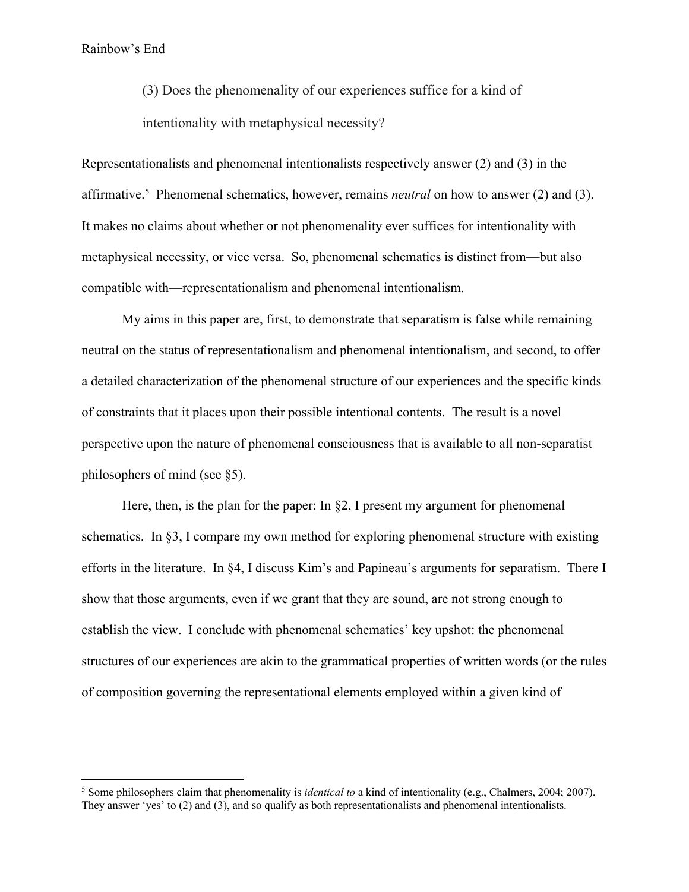(3) Does the phenomenality of our experiences suffice for a kind of intentionality with metaphysical necessity?

Representationalists and phenomenal intentionalists respectively answer (2) and (3) in the affirmative.[5] Phenomenal schematics, however, remains *neutral* on how to answer (2) and (3). It makes no claims about whether or not phenomenality ever suffices for intentionality with metaphysical necessity, or vice versa. So, phenomenal schematics is distinct from—but also compatible with—representationalism and phenomenal intentionalism.

My aims in this paper are, first, to demonstrate that separatism is false while remaining neutral on the status of representationalism and phenomenal intentionalism, and second, to offer a detailed characterization of the phenomenal structure of our experiences and the specific kinds of constraints that it places upon their possible intentional contents. The result is a novel perspective upon the nature of phenomenal consciousness that is available to all non-separatist philosophers of mind (see §5).

Here, then, is the plan for the paper: In §2, I present my argument for phenomenal schematics. In §3, I compare my own method for exploring phenomenal structure with existing efforts in the literature. In §4, I discuss Kim's and Papineau's arguments for separatism. There I show that those arguments, even if we grant that they are sound, are not strong enough to establish the view. I conclude with phenomenal schematics' key upshot: the phenomenal structures of our experiences are akin to the grammatical properties of written words (or the rules of composition governing the representational elements employed within a given kind of

[5] Some philosophers claim that phenomenality is *identical to* a kind of intentionality (e.g., Chalmers, 2004; 2007). They answer 'yes' to (2) and (3), and so qualify as both representationalists and phenomenal intentionalists.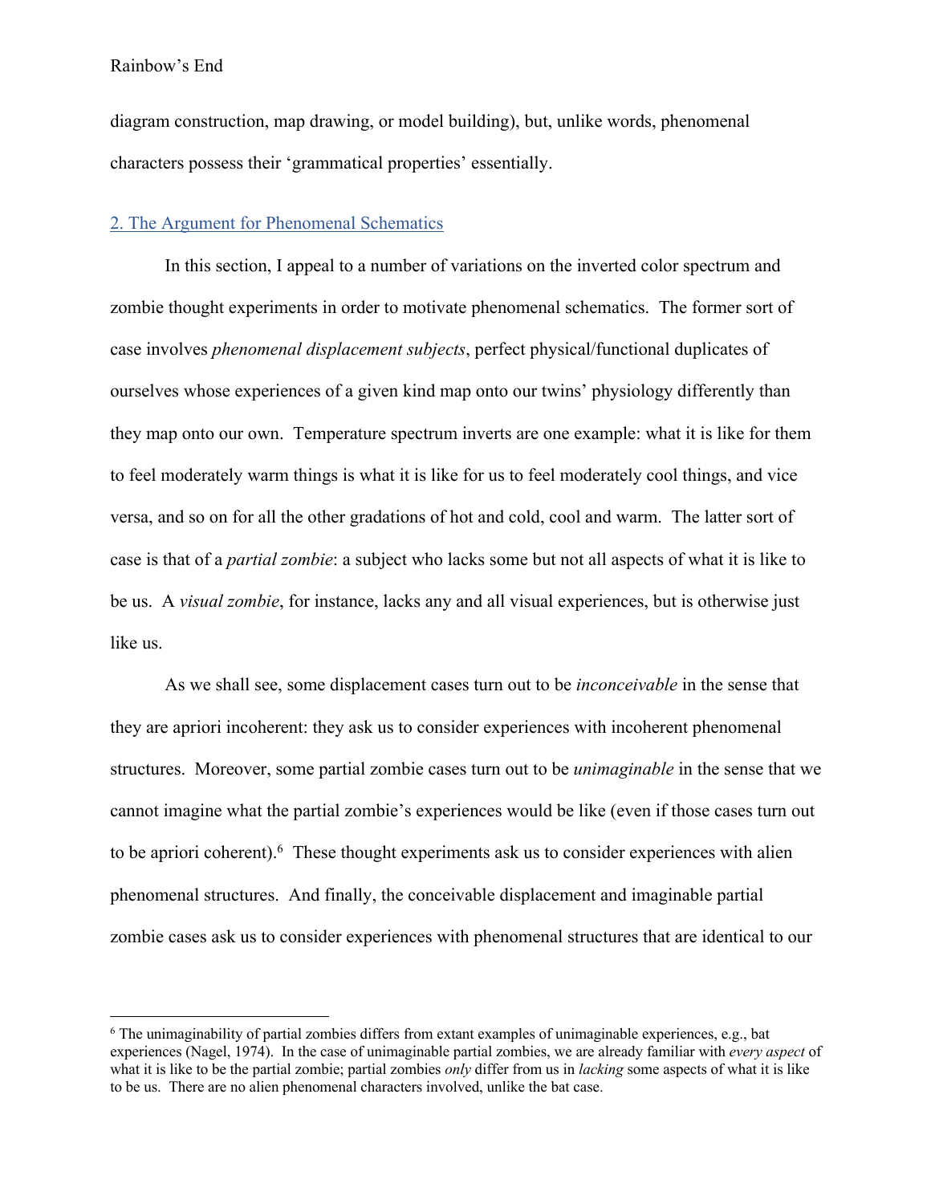diagram construction, map drawing, or model building), but, unlike words, phenomenal characters possess their 'grammatical properties' essentially.

## 2. The Argument for Phenomenal Schematics

In this section, I appeal to a number of variations on the inverted color spectrum and zombie thought experiments in order to motivate phenomenal schematics. The former sort of case involves *phenomenal displacement subjects*, perfect physical/functional duplicates of ourselves whose experiences of a given kind map onto our twins' physiology differently than they map onto our own. Temperature spectrum inverts are one example: what it is like for them to feel moderately warm things is what it is like for us to feel moderately cool things, and vice versa, and so on for all the other gradations of hot and cold, cool and warm. The latter sort of case is that of a *partial zombie*: a subject who lacks some but not all aspects of what it is like to be us. A *visual zombie*, for instance, lacks any and all visual experiences, but is otherwise just like us.

As we shall see, some displacement cases turn out to be *inconceivable* in the sense that they are apriori incoherent: they ask us to consider experiences with incoherent phenomenal structures. Moreover, some partial zombie cases turn out to be *unimaginable* in the sense that we cannot imagine what the partial zombie's experiences would be like (even if those cases turn out to be apriori coherent).[6] These thought experiments ask us to consider experiences with alien phenomenal structures. And finally, the conceivable displacement and imaginable partial zombie cases ask us to consider experiences with phenomenal structures that are identical to our

---

[6] The unimaginability of partial zombies differs from extant examples of unimaginable experiences, e.g., bat experiences (Nagel, 1974). In the case of unimaginable partial zombies, we are already familiar with *every aspect* of what it is like to be the partial zombie; partial zombies *only* differ from us in *lacking* some aspects of what it is like to be us. There are no alien phenomenal characters involved, unlike the bat case.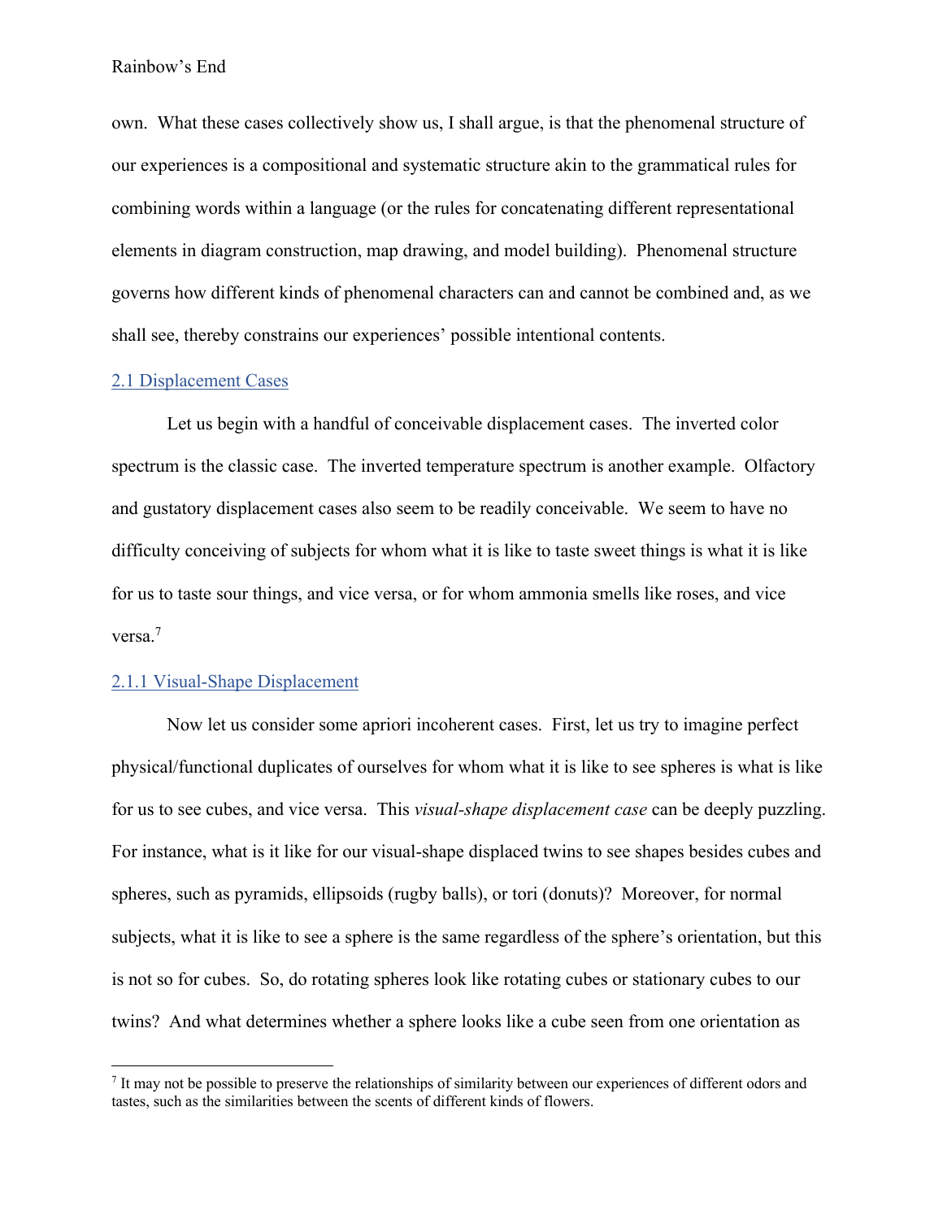own. What these cases collectively show us, I shall argue, is that the phenomenal structure of our experiences is a compositional and systematic structure akin to the grammatical rules for combining words within a language (or the rules for concatenating different representational elements in diagram construction, map drawing, and model building). Phenomenal structure governs how different kinds of phenomenal characters can and cannot be combined and, as we shall see, thereby constrains our experiences' possible intentional contents.

## 2.1 Displacement Cases

Let us begin with a handful of conceivable displacement cases. The inverted color spectrum is the classic case. The inverted temperature spectrum is another example. Olfactory and gustatory displacement cases also seem to be readily conceivable. We seem to have no difficulty conceiving of subjects for whom what it is like to taste sweet things is what it is like for us to taste sour things, and vice versa, or for whom ammonia smells like roses, and vice versa.[7]

### 2.1.1 Visual-Shape Displacement

Now let us consider some apriori incoherent cases. First, let us try to imagine perfect physical/functional duplicates of ourselves for whom what it is like to see spheres is what is like for us to see cubes, and vice versa. This *visual-shape displacement case* can be deeply puzzling. For instance, what is it like for our visual-shape displaced twins to see shapes besides cubes and spheres, such as pyramids, ellipsoids (rugby balls), or tori (donuts)? Moreover, for normal subjects, what it is like to see a sphere is the same regardless of the sphere's orientation, but this is not so for cubes. So, do rotating spheres look like rotating cubes or stationary cubes to our twins? And what determines whether a sphere looks like a cube seen from one orientation as

[7] It may not be possible to preserve the relationships of similarity between our experiences of different odors and tastes, such as the similarities between the scents of different kinds of flowers.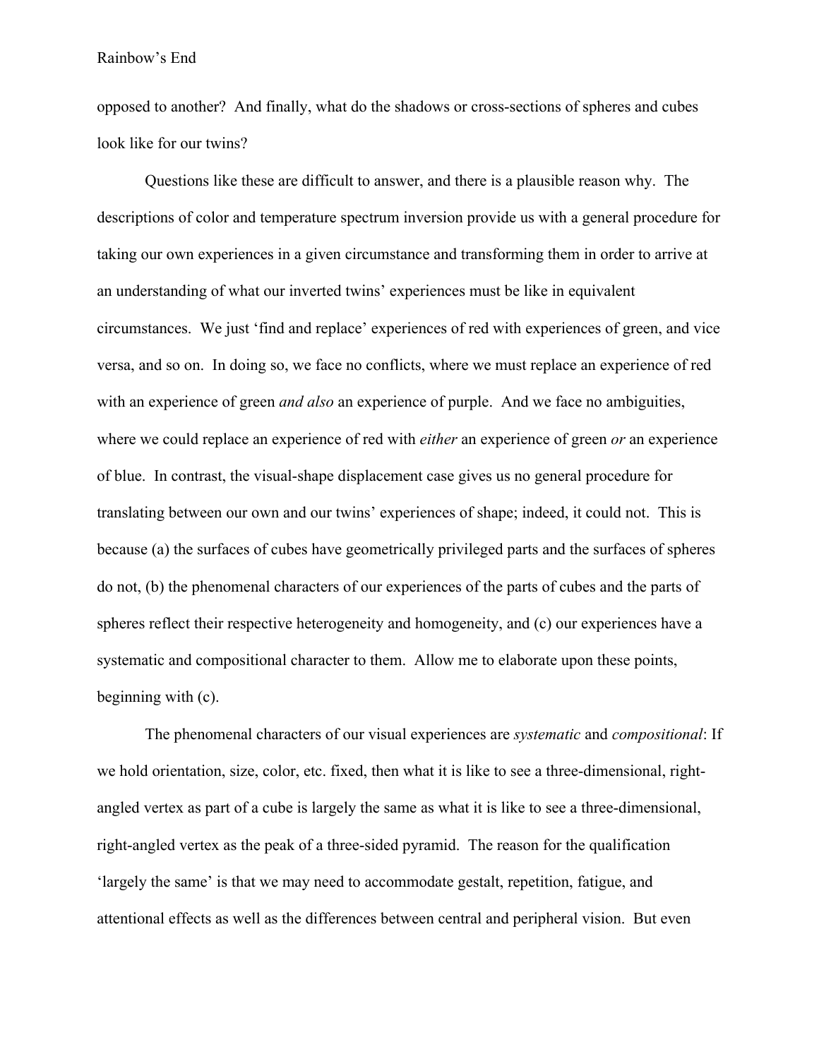opposed to another? And finally, what do the shadows or cross-sections of spheres and cubes look like for our twins?

Questions like these are difficult to answer, and there is a plausible reason why. The descriptions of color and temperature spectrum inversion provide us with a general procedure for taking our own experiences in a given circumstance and transforming them in order to arrive at an understanding of what our inverted twins' experiences must be like in equivalent circumstances. We just 'find and replace' experiences of red with experiences of green, and vice versa, and so on. In doing so, we face no conflicts, where we must replace an experience of red with an experience of green *and also* an experience of purple. And we face no ambiguities, where we could replace an experience of red with *either* an experience of green *or* an experience of blue. In contrast, the visual-shape displacement case gives us no general procedure for translating between our own and our twins' experiences of shape; indeed, it could not. This is because (a) the surfaces of cubes have geometrically privileged parts and the surfaces of spheres do not, (b) the phenomenal characters of our experiences of the parts of cubes and the parts of spheres reflect their respective heterogeneity and homogeneity, and (c) our experiences have a systematic and compositional character to them. Allow me to elaborate upon these points, beginning with (c).

The phenomenal characters of our visual experiences are *systematic* and *compositional*: If we hold orientation, size, color, etc. fixed, then what it is like to see a three-dimensional, right-angled vertex as part of a cube is largely the same as what it is like to see a three-dimensional, right-angled vertex as the peak of a three-sided pyramid. The reason for the qualification 'largely the same' is that we may need to accommodate gestalt, repetition, fatigue, and attentional effects as well as the differences between central and peripheral vision. But even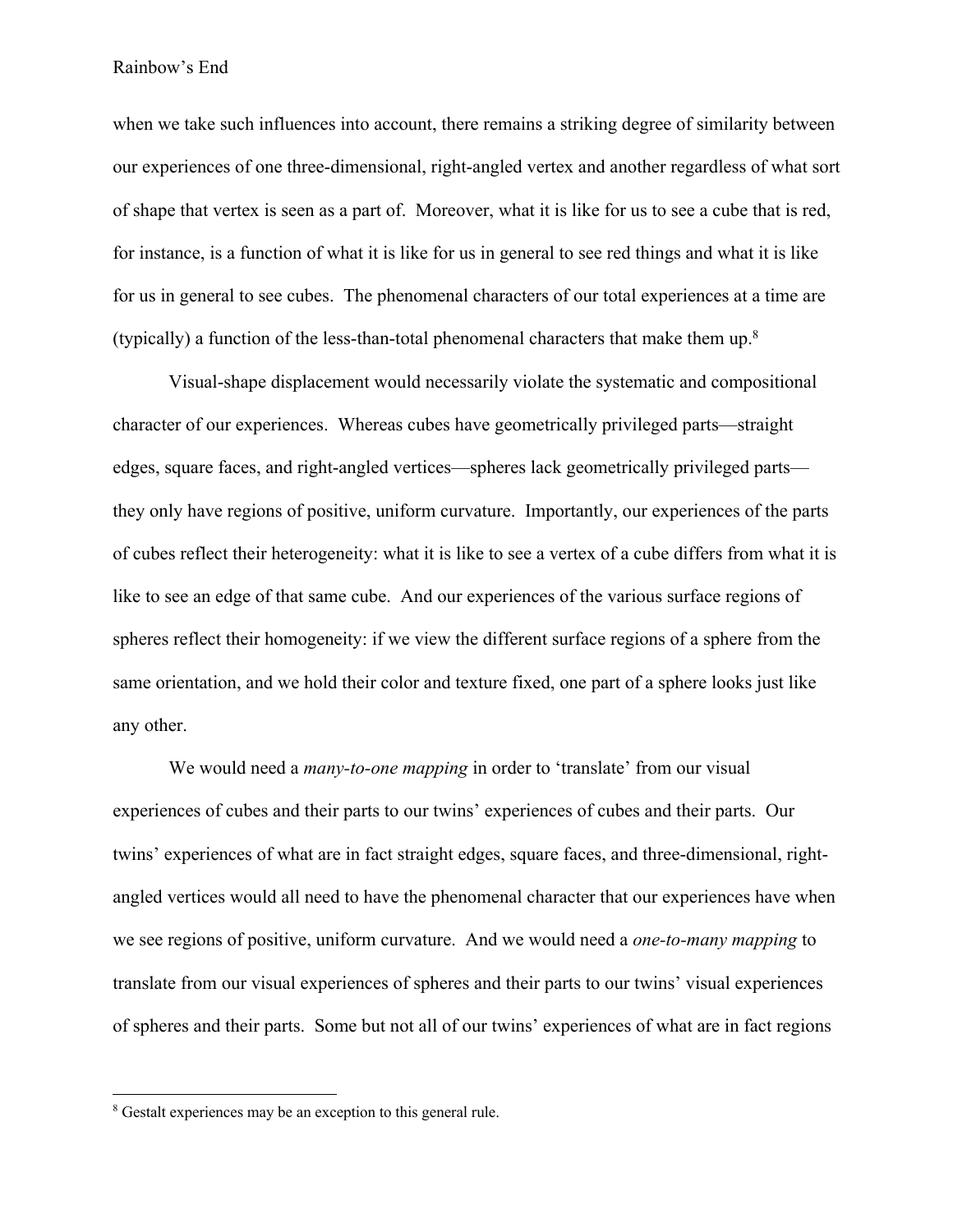when we take such influences into account, there remains a striking degree of similarity between our experiences of one three-dimensional, right-angled vertex and another regardless of what sort of shape that vertex is seen as a part of. Moreover, what it is like for us to see a cube that is red, for instance, is a function of what it is like for us in general to see red things and what it is like for us in general to see cubes. The phenomenal characters of our total experiences at a time are (typically) a function of the less-than-total phenomenal characters that make them up.[8]

Visual-shape displacement would necessarily violate the systematic and compositional character of our experiences. Whereas cubes have geometrically privileged parts—straight edges, square faces, and right-angled vertices—spheres lack geometrically privileged parts—they only have regions of positive, uniform curvature. Importantly, our experiences of the parts of cubes reflect their heterogeneity: what it is like to see a vertex of a cube differs from what it is like to see an edge of that same cube. And our experiences of the various surface regions of spheres reflect their homogeneity: if we view the different surface regions of a sphere from the same orientation, and we hold their color and texture fixed, one part of a sphere looks just like any other.

We would need a *many-to-one mapping* in order to 'translate' from our visual experiences of cubes and their parts to our twins' experiences of cubes and their parts. Our twins' experiences of what are in fact straight edges, square faces, and three-dimensional, right-angled vertices would all need to have the phenomenal character that our experiences have when we see regions of positive, uniform curvature. And we would need a *one-to-many mapping* to translate from our visual experiences of spheres and their parts to our twins' visual experiences of spheres and their parts. Some but not all of our twins' experiences of what are in fact regions

[8] Gestalt experiences may be an exception to this general rule.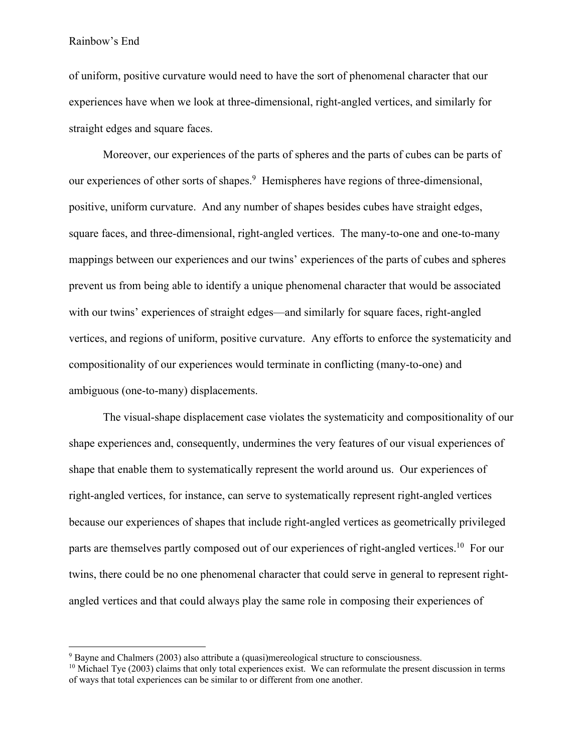of uniform, positive curvature would need to have the sort of phenomenal character that our experiences have when we look at three-dimensional, right-angled vertices, and similarly for straight edges and square faces.

Moreover, our experiences of the parts of spheres and the parts of cubes can be parts of our experiences of other sorts of shapes.[9] Hemispheres have regions of three-dimensional, positive, uniform curvature. And any number of shapes besides cubes have straight edges, square faces, and three-dimensional, right-angled vertices. The many-to-one and one-to-many mappings between our experiences and our twins' experiences of the parts of cubes and spheres prevent us from being able to identify a unique phenomenal character that would be associated with our twins' experiences of straight edges—and similarly for square faces, right-angled vertices, and regions of uniform, positive curvature. Any efforts to enforce the systematicity and compositionality of our experiences would terminate in conflicting (many-to-one) and ambiguous (one-to-many) displacements.

The visual-shape displacement case violates the systematicity and compositionality of our shape experiences and, consequently, undermines the very features of our visual experiences of shape that enable them to systematically represent the world around us. Our experiences of right-angled vertices, for instance, can serve to systematically represent right-angled vertices because our experiences of shapes that include right-angled vertices as geometrically privileged parts are themselves partly composed out of our experiences of right-angled vertices.[10] For our twins, there could be no one phenomenal character that could serve in general to represent right-angled vertices and that could always play the same role in composing their experiences of

[9] Bayne and Chalmers (2003) also attribute a (quasi)mereological structure to consciousness.

[10] Michael Tye (2003) claims that only total experiences exist. We can reformulate the present discussion in terms of ways that total experiences can be similar to or different from one another.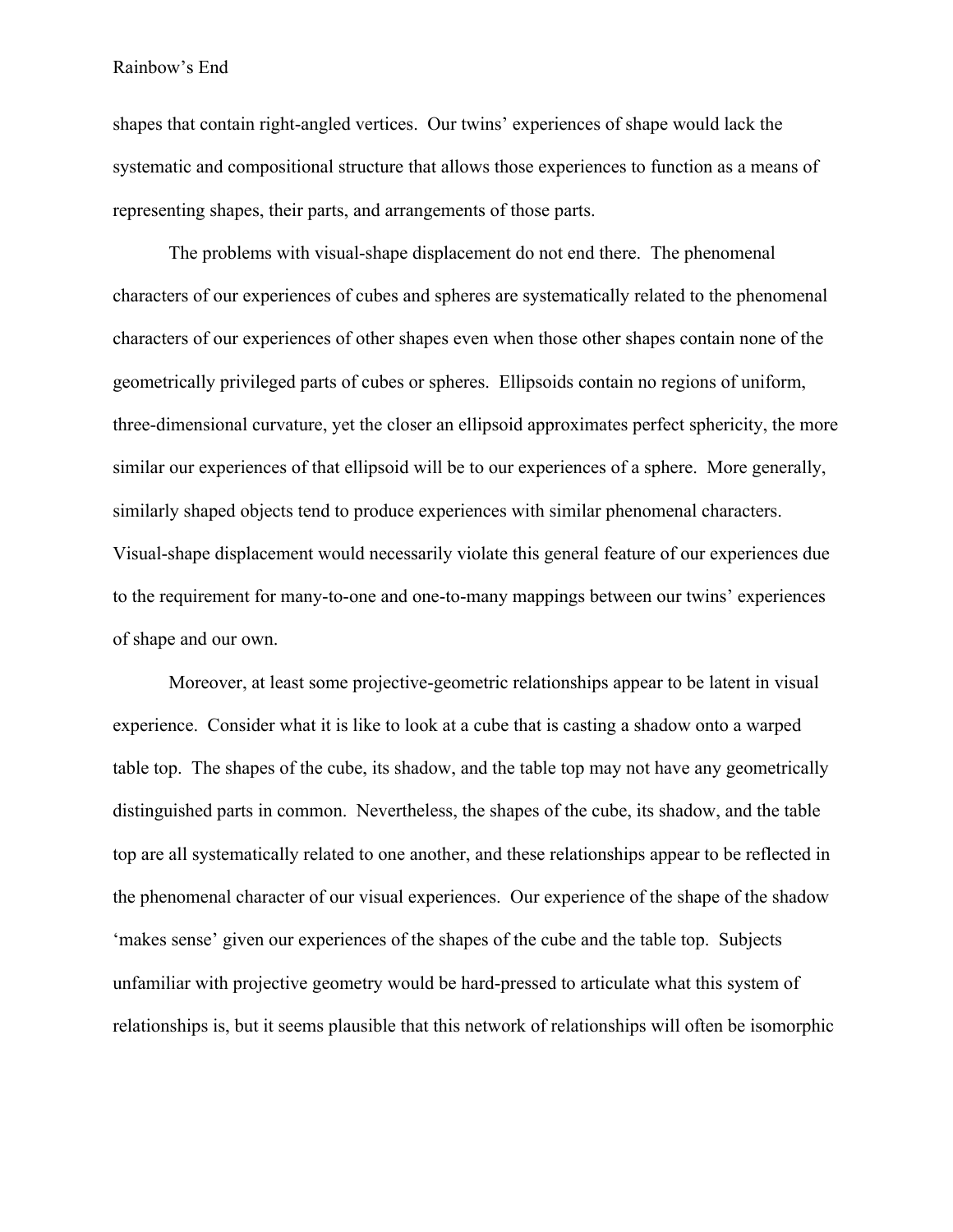shapes that contain right-angled vertices. Our twins' experiences of shape would lack the systematic and compositional structure that allows those experiences to function as a means of representing shapes, their parts, and arrangements of those parts.

The problems with visual-shape displacement do not end there. The phenomenal characters of our experiences of cubes and spheres are systematically related to the phenomenal characters of our experiences of other shapes even when those other shapes contain none of the geometrically privileged parts of cubes or spheres. Ellipsoids contain no regions of uniform, three-dimensional curvature, yet the closer an ellipsoid approximates perfect sphericity, the more similar our experiences of that ellipsoid will be to our experiences of a sphere. More generally, similarly shaped objects tend to produce experiences with similar phenomenal characters. Visual-shape displacement would necessarily violate this general feature of our experiences due to the requirement for many-to-one and one-to-many mappings between our twins' experiences of shape and our own.

Moreover, at least some projective-geometric relationships appear to be latent in visual experience. Consider what it is like to look at a cube that is casting a shadow onto a warped table top. The shapes of the cube, its shadow, and the table top may not have any geometrically distinguished parts in common. Nevertheless, the shapes of the cube, its shadow, and the table top are all systematically related to one another, and these relationships appear to be reflected in the phenomenal character of our visual experiences. Our experience of the shape of the shadow 'makes sense' given our experiences of the shapes of the cube and the table top. Subjects unfamiliar with projective geometry would be hard-pressed to articulate what this system of relationships is, but it seems plausible that this network of relationships will often be isomorphic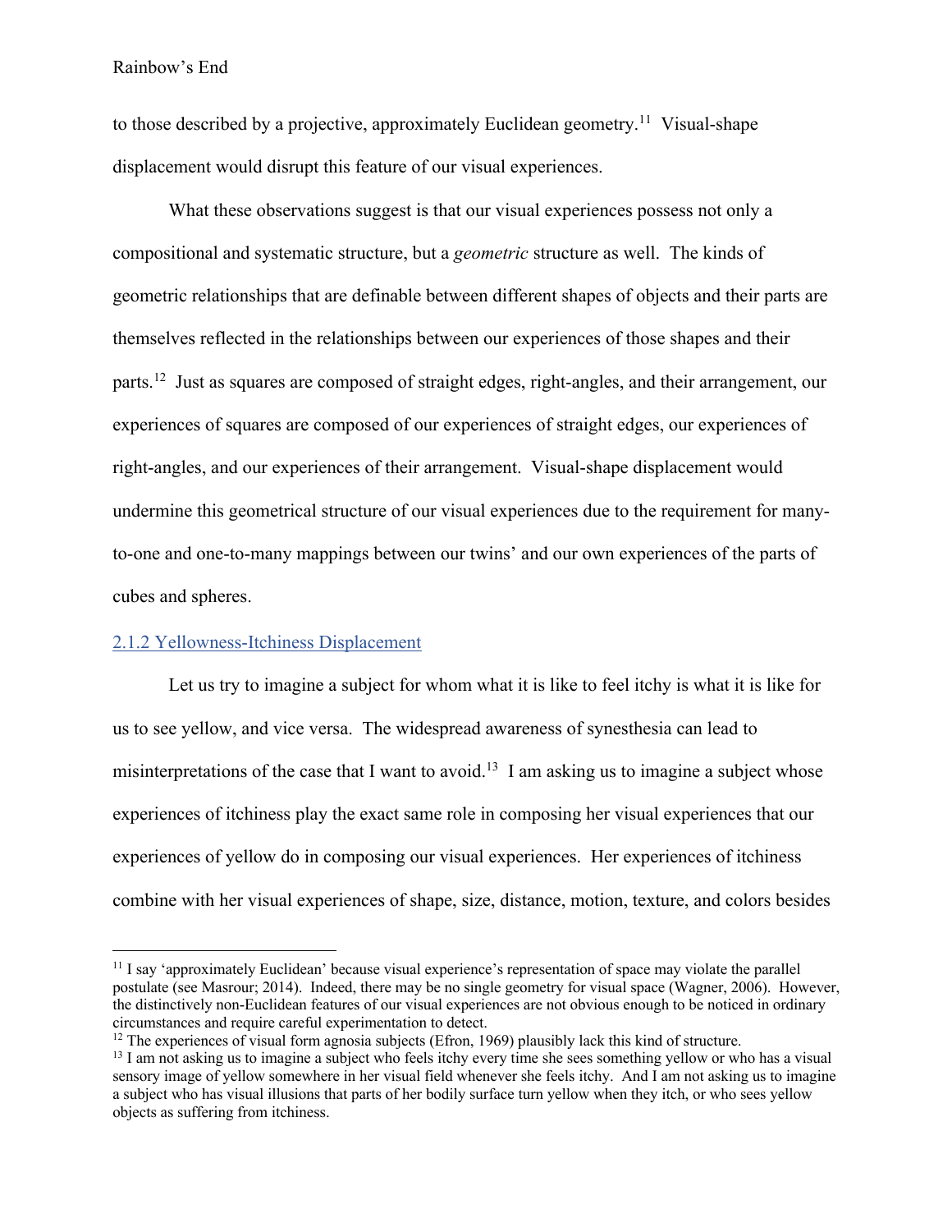to those described by a projective, approximately Euclidean geometry.[11] Visual-shape displacement would disrupt this feature of our visual experiences.

What these observations suggest is that our visual experiences possess not only a compositional and systematic structure, but a *geometric* structure as well. The kinds of geometric relationships that are definable between different shapes of objects and their parts are themselves reflected in the relationships between our experiences of those shapes and their parts.[12] Just as squares are composed of straight edges, right-angles, and their arrangement, our experiences of squares are composed of our experiences of straight edges, our experiences of right-angles, and our experiences of their arrangement. Visual-shape displacement would undermine this geometrical structure of our visual experiences due to the requirement for many-to-one and one-to-many mappings between our twins' and our own experiences of the parts of cubes and spheres.

### 2.1.2 Yellowness-Itchiness Displacement

Let us try to imagine a subject for whom what it is like to feel itchy is what it is like for us to see yellow, and vice versa. The widespread awareness of synesthesia can lead to misinterpretations of the case that I want to avoid.[13] I am asking us to imagine a subject whose experiences of itchiness play the exact same role in composing her visual experiences that our experiences of yellow do in composing our visual experiences. Her experiences of itchiness combine with her visual experiences of shape, size, distance, motion, texture, and colors besides

---

[11] I say 'approximately Euclidean' because visual experience's representation of space may violate the parallel postulate (see Masrour; 2014). Indeed, there may be no single geometry for visual space (Wagner, 2006). However, the distinctively non-Euclidean features of our visual experiences are not obvious enough to be noticed in ordinary circumstances and require careful experimentation to detect.

[12] The experiences of visual form agnosia subjects (Efron, 1969) plausibly lack this kind of structure.

[13] I am not asking us to imagine a subject who feels itchy every time she sees something yellow or who has a visual sensory image of yellow somewhere in her visual field whenever she feels itchy. And I am not asking us to imagine a subject who has visual illusions that parts of her bodily surface turn yellow when they itch, or who sees yellow objects as suffering from itchiness.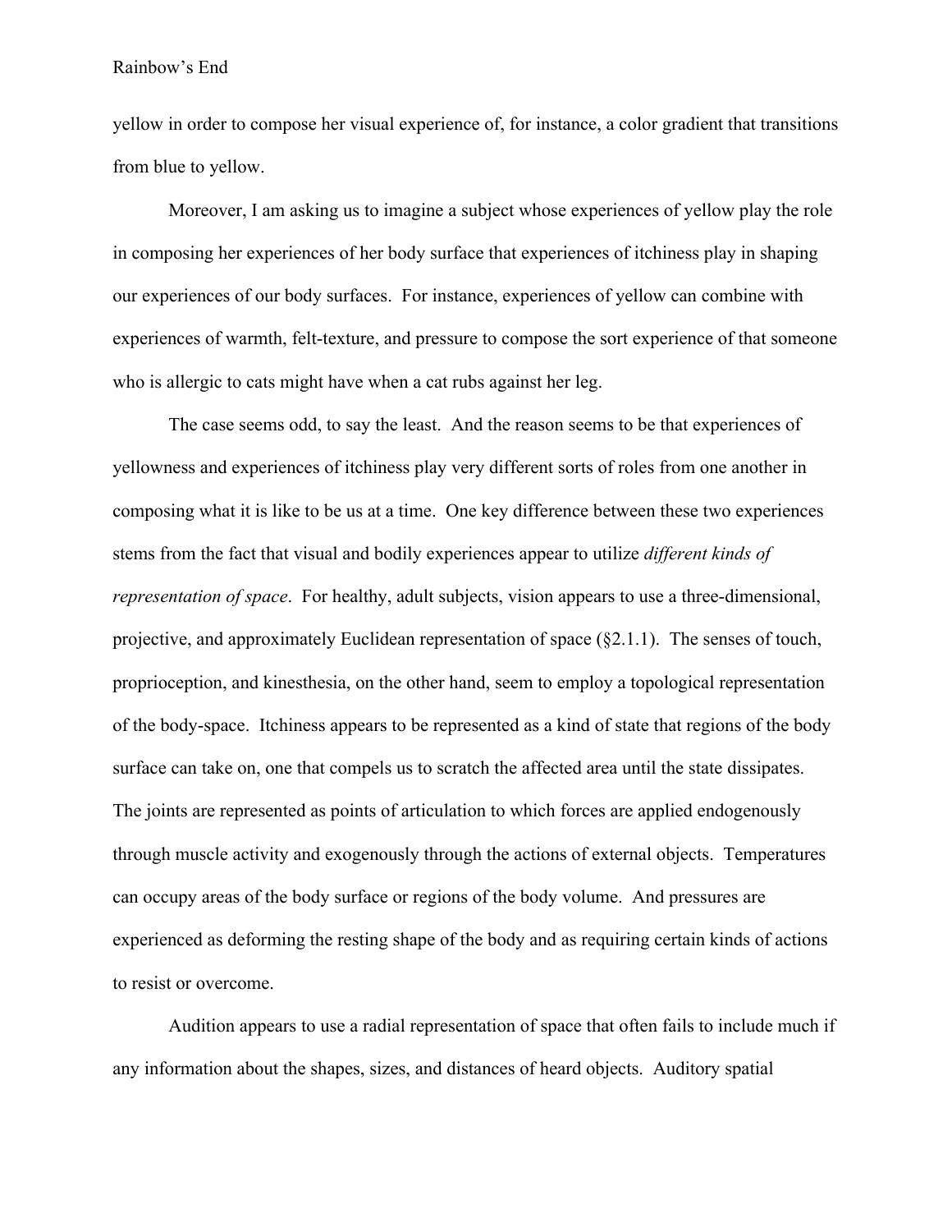yellow in order to compose her visual experience of, for instance, a color gradient that transitions from blue to yellow.

Moreover, I am asking us to imagine a subject whose experiences of yellow play the role in composing her experiences of her body surface that experiences of itchiness play in shaping our experiences of our body surfaces. For instance, experiences of yellow can combine with experiences of warmth, felt-texture, and pressure to compose the sort experience of that someone who is allergic to cats might have when a cat rubs against her leg.

The case seems odd, to say the least. And the reason seems to be that experiences of yellowness and experiences of itchiness play very different sorts of roles from one another in composing what it is like to be us at a time. One key difference between these two experiences stems from the fact that visual and bodily experiences appear to utilize *different kinds of representation of space*. For healthy, adult subjects, vision appears to use a three-dimensional, projective, and approximately Euclidean representation of space (§2.1.1). The senses of touch, proprioception, and kinesthesia, on the other hand, seem to employ a topological representation of the body-space. Itchiness appears to be represented as a kind of state that regions of the body surface can take on, one that compels us to scratch the affected area until the state dissipates. The joints are represented as points of articulation to which forces are applied endogenously through muscle activity and exogenously through the actions of external objects. Temperatures can occupy areas of the body surface or regions of the body volume. And pressures are experienced as deforming the resting shape of the body and as requiring certain kinds of actions to resist or overcome.

Audition appears to use a radial representation of space that often fails to include much if any information about the shapes, sizes, and distances of heard objects. Auditory spatial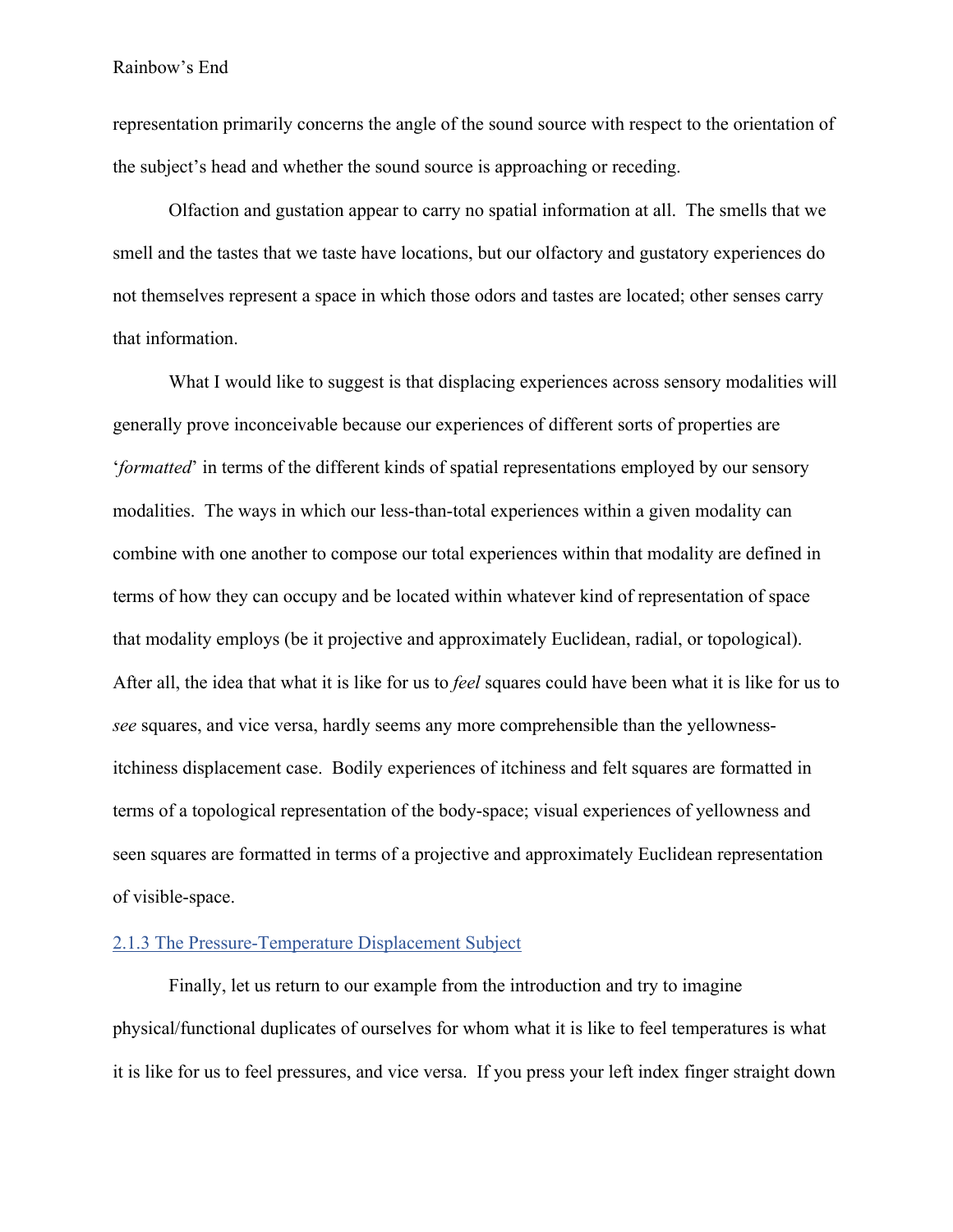representation primarily concerns the angle of the sound source with respect to the orientation of the subject's head and whether the sound source is approaching or receding.

Olfaction and gustation appear to carry no spatial information at all. The smells that we smell and the tastes that we taste have locations, but our olfactory and gustatory experiences do not themselves represent a space in which those odors and tastes are located; other senses carry that information.

What I would like to suggest is that displacing experiences across sensory modalities will generally prove inconceivable because our experiences of different sorts of properties are '*formatted*' in terms of the different kinds of spatial representations employed by our sensory modalities. The ways in which our less-than-total experiences within a given modality can combine with one another to compose our total experiences within that modality are defined in terms of how they can occupy and be located within whatever kind of representation of space that modality employs (be it projective and approximately Euclidean, radial, or topological). After all, the idea that what it is like for us to *feel* squares could have been what it is like for us to *see* squares, and vice versa, hardly seems any more comprehensible than the yellowness-itchiness displacement case. Bodily experiences of itchiness and felt squares are formatted in terms of a topological representation of the body-space; visual experiences of yellowness and seen squares are formatted in terms of a projective and approximately Euclidean representation of visible-space.

### 2.1.3 The Pressure-Temperature Displacement Subject

Finally, let us return to our example from the introduction and try to imagine physical/functional duplicates of ourselves for whom what it is like to feel temperatures is what it is like for us to feel pressures, and vice versa. If you press your left index finger straight down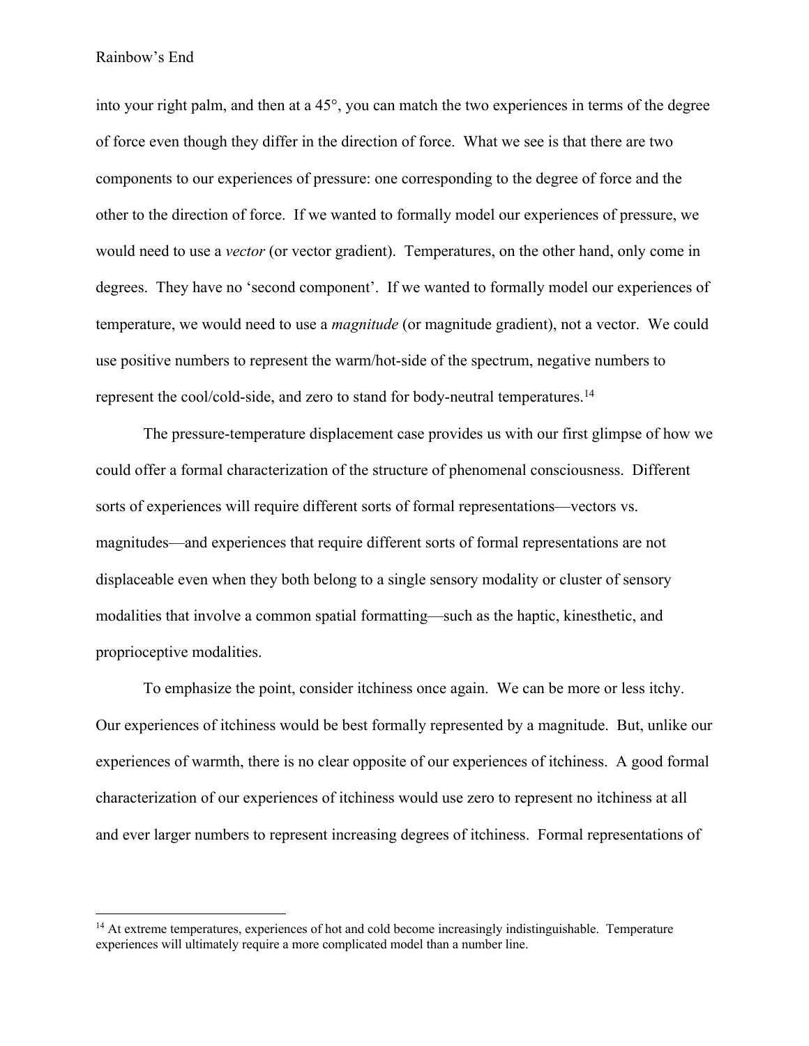into your right palm, and then at a 45°, you can match the two experiences in terms of the degree of force even though they differ in the direction of force. What we see is that there are two components to our experiences of pressure: one corresponding to the degree of force and the other to the direction of force. If we wanted to formally model our experiences of pressure, we would need to use a *vector* (or vector gradient). Temperatures, on the other hand, only come in degrees. They have no 'second component'. If we wanted to formally model our experiences of temperature, we would need to use a *magnitude* (or magnitude gradient), not a vector. We could use positive numbers to represent the warm/hot-side of the spectrum, negative numbers to represent the cool/cold-side, and zero to stand for body-neutral temperatures.[14]

The pressure-temperature displacement case provides us with our first glimpse of how we could offer a formal characterization of the structure of phenomenal consciousness. Different sorts of experiences will require different sorts of formal representations—vectors vs. magnitudes—and experiences that require different sorts of formal representations are not displaceable even when they both belong to a single sensory modality or cluster of sensory modalities that involve a common spatial formatting—such as the haptic, kinesthetic, and proprioceptive modalities.

To emphasize the point, consider itchiness once again. We can be more or less itchy. Our experiences of itchiness would be best formally represented by a magnitude. But, unlike our experiences of warmth, there is no clear opposite of our experiences of itchiness. A good formal characterization of our experiences of itchiness would use zero to represent no itchiness at all and ever larger numbers to represent increasing degrees of itchiness. Formal representations of

---

[14] At extreme temperatures, experiences of hot and cold become increasingly indistinguishable. Temperature experiences will ultimately require a more complicated model than a number line.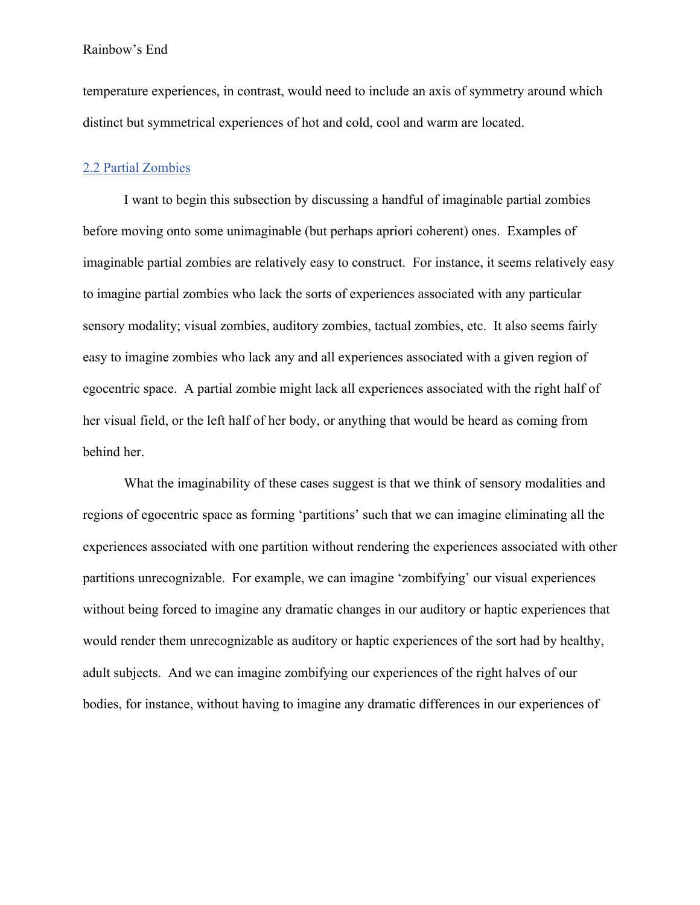temperature experiences, in contrast, would need to include an axis of symmetry around which distinct but symmetrical experiences of hot and cold, cool and warm are located.

## 2.2 Partial Zombies

I want to begin this subsection by discussing a handful of imaginable partial zombies before moving onto some unimaginable (but perhaps apriori coherent) ones. Examples of imaginable partial zombies are relatively easy to construct. For instance, it seems relatively easy to imagine partial zombies who lack the sorts of experiences associated with any particular sensory modality; visual zombies, auditory zombies, tactual zombies, etc. It also seems fairly easy to imagine zombies who lack any and all experiences associated with a given region of egocentric space. A partial zombie might lack all experiences associated with the right half of her visual field, or the left half of her body, or anything that would be heard as coming from behind her.

What the imaginability of these cases suggest is that we think of sensory modalities and regions of egocentric space as forming 'partitions' such that we can imagine eliminating all the experiences associated with one partition without rendering the experiences associated with other partitions unrecognizable. For example, we can imagine 'zombifying' our visual experiences without being forced to imagine any dramatic changes in our auditory or haptic experiences that would render them unrecognizable as auditory or haptic experiences of the sort had by healthy, adult subjects. And we can imagine zombifying our experiences of the right halves of our bodies, for instance, without having to imagine any dramatic differences in our experiences of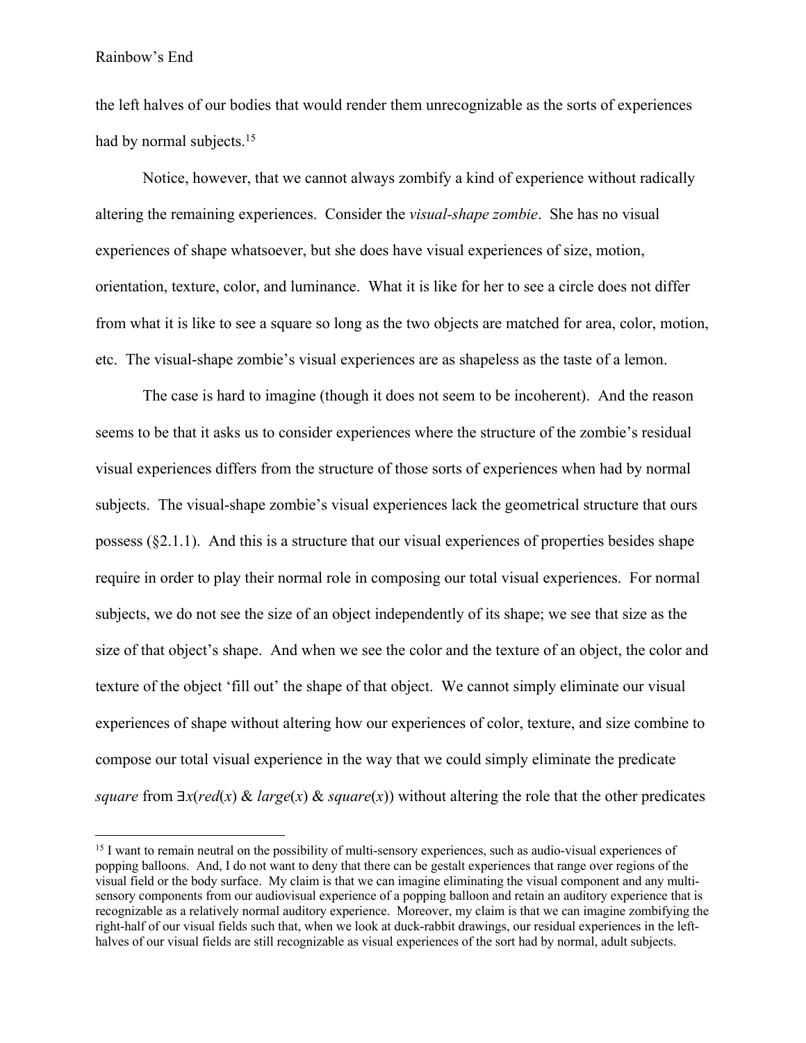the left halves of our bodies that would render them unrecognizable as the sorts of experiences had by normal subjects.[15]

Notice, however, that we cannot always zombify a kind of experience without radically altering the remaining experiences. Consider the *visual-shape zombie*. She has no visual experiences of shape whatsoever, but she does have visual experiences of size, motion, orientation, texture, color, and luminance. What it is like for her to see a circle does not differ from what it is like to see a square so long as the two objects are matched for area, color, motion, etc. The visual-shape zombie's visual experiences are as shapeless as the taste of a lemon.

The case is hard to imagine (though it does not seem to be incoherent). And the reason seems to be that it asks us to consider experiences where the structure of the zombie's residual visual experiences differs from the structure of those sorts of experiences when had by normal subjects. The visual-shape zombie's visual experiences lack the geometrical structure that ours possess (§2.1.1). And this is a structure that our visual experiences of properties besides shape require in order to play their normal role in composing our total visual experiences. For normal subjects, we do not see the size of an object independently of its shape; we see that size as the size of that object's shape. And when we see the color and the texture of an object, the color and texture of the object 'fill out' the shape of that object. We cannot simply eliminate our visual experiences of shape without altering how our experiences of color, texture, and size combine to compose our total visual experience in the way that we could simply eliminate the predicate *square* from $\exists x(red(x)\ \&\ large(x)\ \&\ square(x))$ without altering the role that the other predicates

---

[15] I want to remain neutral on the possibility of multi-sensory experiences, such as audio-visual experiences of popping balloons. And, I do not want to deny that there can be gestalt experiences that range over regions of the visual field or the body surface. My claim is that we can imagine eliminating the visual component and any multi-sensory components from our audiovisual experience of a popping balloon and retain an auditory experience that is recognizable as a relatively normal auditory experience. Moreover, my claim is that we can imagine zombifying the right-half of our visual fields such that, when we look at duck-rabbit drawings, our residual experiences in the left-halves of our visual fields are still recognizable as visual experiences of the sort had by normal, adult subjects.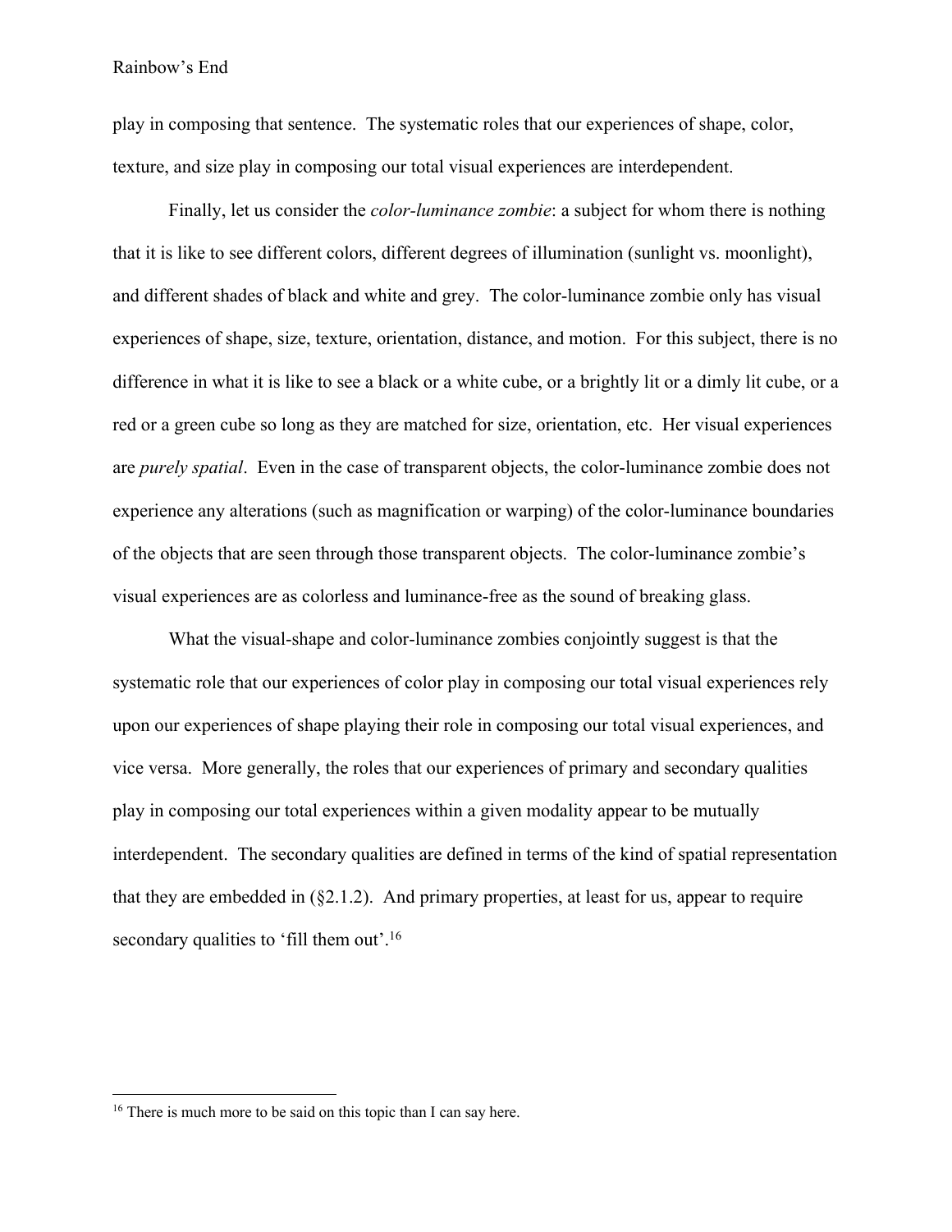play in composing that sentence. The systematic roles that our experiences of shape, color, texture, and size play in composing our total visual experiences are interdependent.

Finally, let us consider the *color-luminance zombie*: a subject for whom there is nothing that it is like to see different colors, different degrees of illumination (sunlight vs. moonlight), and different shades of black and white and grey. The color-luminance zombie only has visual experiences of shape, size, texture, orientation, distance, and motion. For this subject, there is no difference in what it is like to see a black or a white cube, or a brightly lit or a dimly lit cube, or a red or a green cube so long as they are matched for size, orientation, etc. Her visual experiences are *purely spatial*. Even in the case of transparent objects, the color-luminance zombie does not experience any alterations (such as magnification or warping) of the color-luminance boundaries of the objects that are seen through those transparent objects. The color-luminance zombie's visual experiences are as colorless and luminance-free as the sound of breaking glass.

What the visual-shape and color-luminance zombies conjointly suggest is that the systematic role that our experiences of color play in composing our total visual experiences rely upon our experiences of shape playing their role in composing our total visual experiences, and vice versa. More generally, the roles that our experiences of primary and secondary qualities play in composing our total experiences within a given modality appear to be mutually interdependent. The secondary qualities are defined in terms of the kind of spatial representation that they are embedded in (§2.1.2). And primary properties, at least for us, appear to require secondary qualities to 'fill them out'.[16]

[16] There is much more to be said on this topic than I can say here.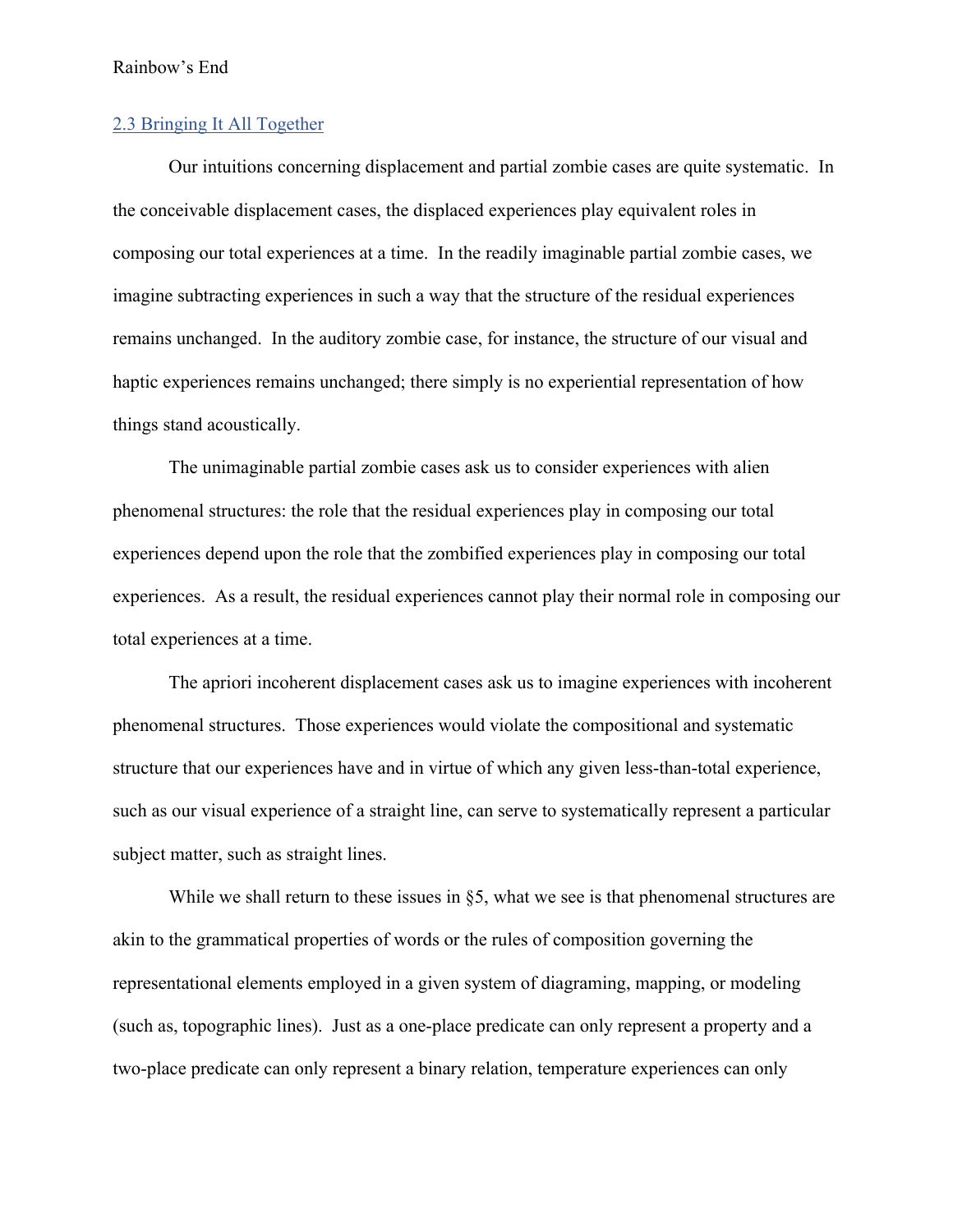## 2.3 Bringing It All Together

Our intuitions concerning displacement and partial zombie cases are quite systematic. In the conceivable displacement cases, the displaced experiences play equivalent roles in composing our total experiences at a time. In the readily imaginable partial zombie cases, we imagine subtracting experiences in such a way that the structure of the residual experiences remains unchanged. In the auditory zombie case, for instance, the structure of our visual and haptic experiences remains unchanged; there simply is no experiential representation of how things stand acoustically.

The unimaginable partial zombie cases ask us to consider experiences with alien phenomenal structures: the role that the residual experiences play in composing our total experiences depend upon the role that the zombified experiences play in composing our total experiences. As a result, the residual experiences cannot play their normal role in composing our total experiences at a time.

The apriori incoherent displacement cases ask us to imagine experiences with incoherent phenomenal structures. Those experiences would violate the compositional and systematic structure that our experiences have and in virtue of which any given less-than-total experience, such as our visual experience of a straight line, can serve to systematically represent a particular subject matter, such as straight lines.

While we shall return to these issues in §5, what we see is that phenomenal structures are akin to the grammatical properties of words or the rules of composition governing the representational elements employed in a given system of diagraming, mapping, or modeling (such as, topographic lines). Just as a one-place predicate can only represent a property and a two-place predicate can only represent a binary relation, temperature experiences can only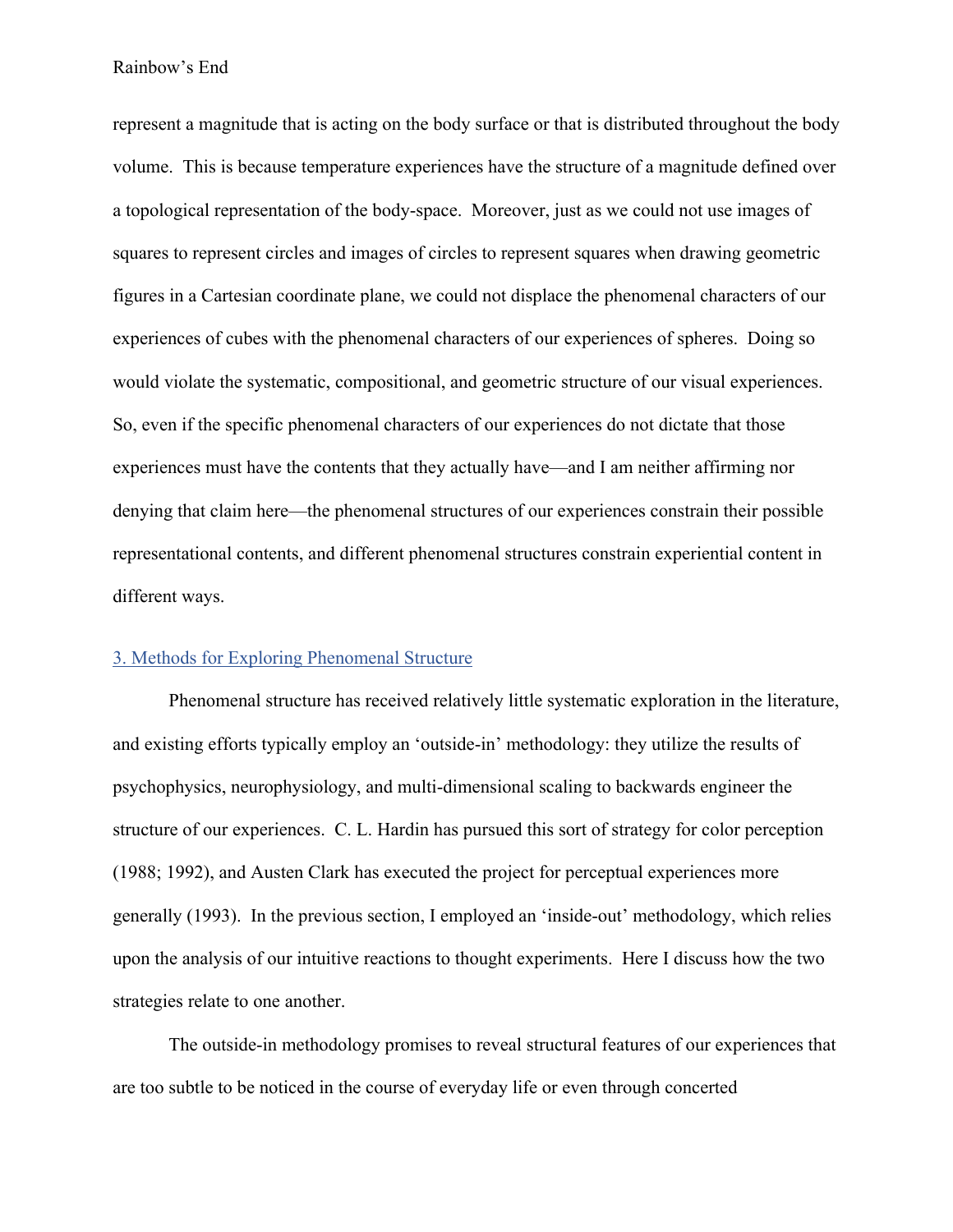represent a magnitude that is acting on the body surface or that is distributed throughout the body volume. This is because temperature experiences have the structure of a magnitude defined over a topological representation of the body-space. Moreover, just as we could not use images of squares to represent circles and images of circles to represent squares when drawing geometric figures in a Cartesian coordinate plane, we could not displace the phenomenal characters of our experiences of cubes with the phenomenal characters of our experiences of spheres. Doing so would violate the systematic, compositional, and geometric structure of our visual experiences. So, even if the specific phenomenal characters of our experiences do not dictate that those experiences must have the contents that they actually have—and I am neither affirming nor denying that claim here—the phenomenal structures of our experiences constrain their possible representational contents, and different phenomenal structures constrain experiential content in different ways.

## 3. Methods for Exploring Phenomenal Structure

Phenomenal structure has received relatively little systematic exploration in the literature, and existing efforts typically employ an 'outside-in' methodology: they utilize the results of psychophysics, neurophysiology, and multi-dimensional scaling to backwards engineer the structure of our experiences. C. L. Hardin has pursued this sort of strategy for color perception (1988; 1992), and Austen Clark has executed the project for perceptual experiences more generally (1993). In the previous section, I employed an 'inside-out' methodology, which relies upon the analysis of our intuitive reactions to thought experiments. Here I discuss how the two strategies relate to one another.

The outside-in methodology promises to reveal structural features of our experiences that are too subtle to be noticed in the course of everyday life or even through concerted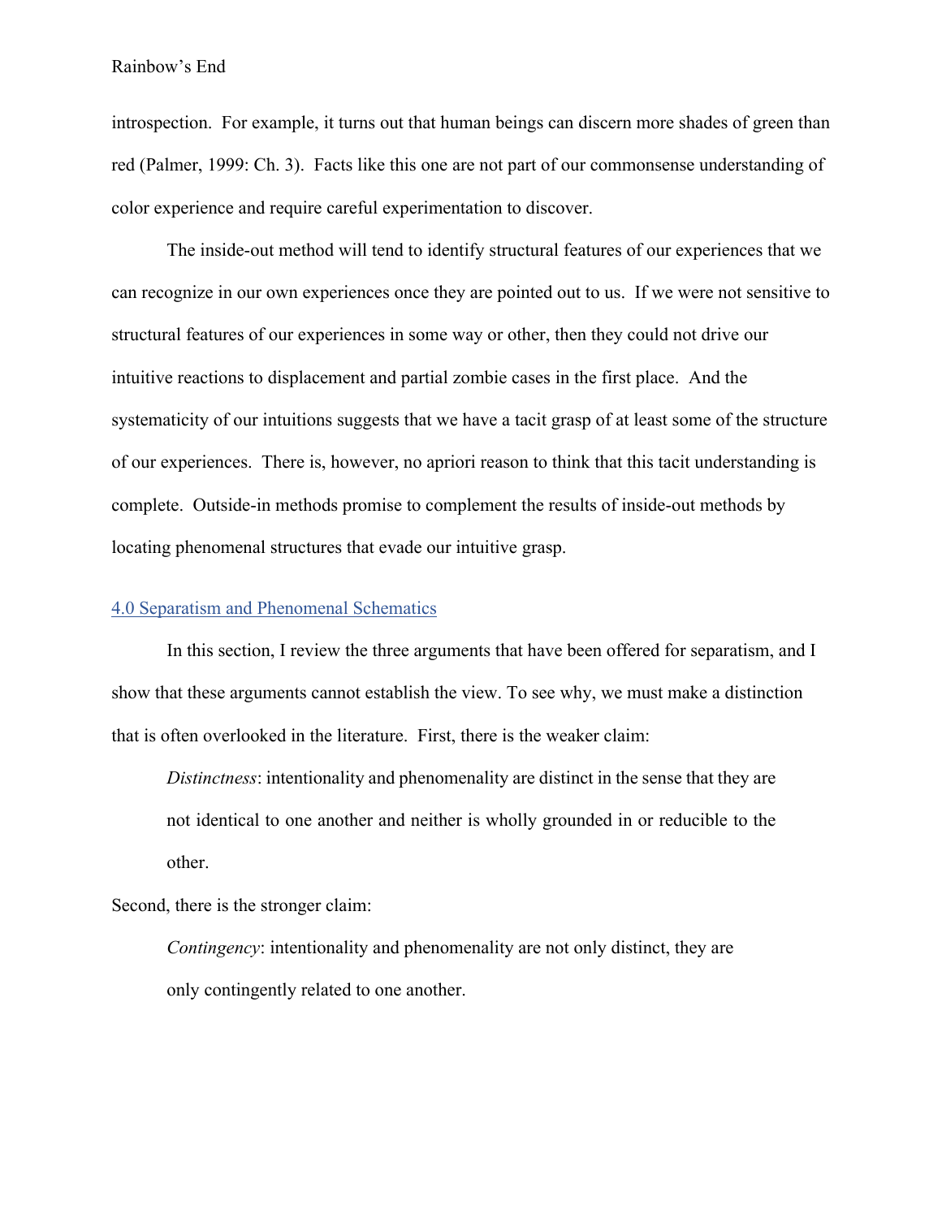introspection. For example, it turns out that human beings can discern more shades of green than red (Palmer, 1999: Ch. 3). Facts like this one are not part of our commonsense understanding of color experience and require careful experimentation to discover.

The inside-out method will tend to identify structural features of our experiences that we can recognize in our own experiences once they are pointed out to us. If we were not sensitive to structural features of our experiences in some way or other, then they could not drive our intuitive reactions to displacement and partial zombie cases in the first place. And the systematicity of our intuitions suggests that we have a tacit grasp of at least some of the structure of our experiences. There is, however, no apriori reason to think that this tacit understanding is complete. Outside-in methods promise to complement the results of inside-out methods by locating phenomenal structures that evade our intuitive grasp.

## 4.0 Separatism and Phenomenal Schematics

In this section, I review the three arguments that have been offered for separatism, and I show that these arguments cannot establish the view. To see why, we must make a distinction that is often overlooked in the literature. First, there is the weaker claim:

> *Distinctness*: intentionality and phenomenality are distinct in the sense that they are not identical to one another and neither is wholly grounded in or reducible to the other.

Second, there is the stronger claim:

> *Contingency*: intentionality and phenomenality are not only distinct, they are only contingently related to one another.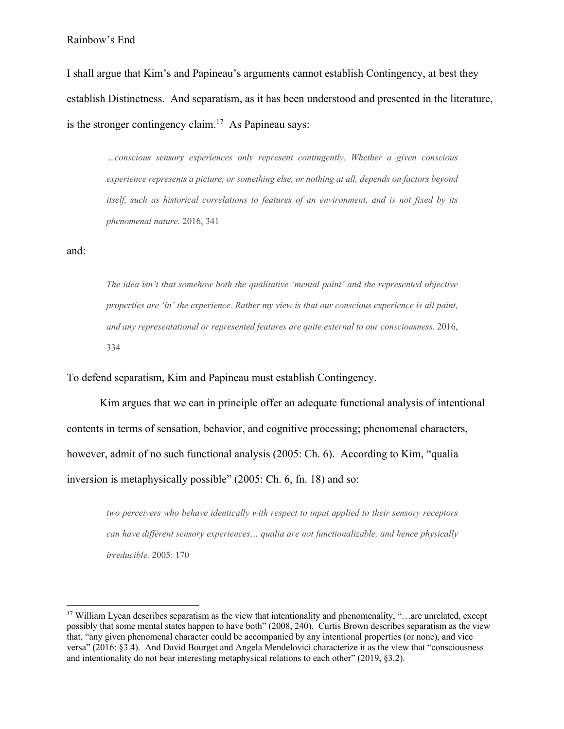I shall argue that Kim's and Papineau's arguments cannot establish Contingency, at best they establish Distinctness. And separatism, as it has been understood and presented in the literature, is the stronger contingency claim.[17] As Papineau says:

> *…conscious sensory experiences only represent contingently. Whether a given conscious experience represents a picture, or something else, or nothing at all, depends on factors beyond itself, such as historical correlations to features of an environment, and is not fixed by its phenomenal nature.* 2016, 341

and:

> *The idea isn't that somehow both the qualitative 'mental paint' and the represented objective properties are 'in' the experience. Rather my view is that our conscious experience is all paint, and any representational or represented features are quite external to our consciousness.* 2016, 334

To defend separatism, Kim and Papineau must establish Contingency.

Kim argues that we can in principle offer an adequate functional analysis of intentional contents in terms of sensation, behavior, and cognitive processing; phenomenal characters, however, admit of no such functional analysis (2005: Ch. 6). According to Kim, "qualia inversion is metaphysically possible" (2005: Ch. 6, fn. 18) and so:

> *two perceivers who behave identically with respect to input applied to their sensory receptors can have different sensory experiences… qualia are not functionalizable, and hence physically irreducible.* 2005: 170

---

[17] William Lycan describes separatism as the view that intentionality and phenomenality, "…are unrelated, except possibly that some mental states happen to have both" (2008, 240). Curtis Brown describes separatism as the view that, "any given phenomenal character could be accompanied by any intentional properties (or none), and vice versa" (2016: §3.4). And David Bourget and Angela Mendelovici characterize it as the view that "consciousness and intentionality do not bear interesting metaphysical relations to each other" (2019, §3.2).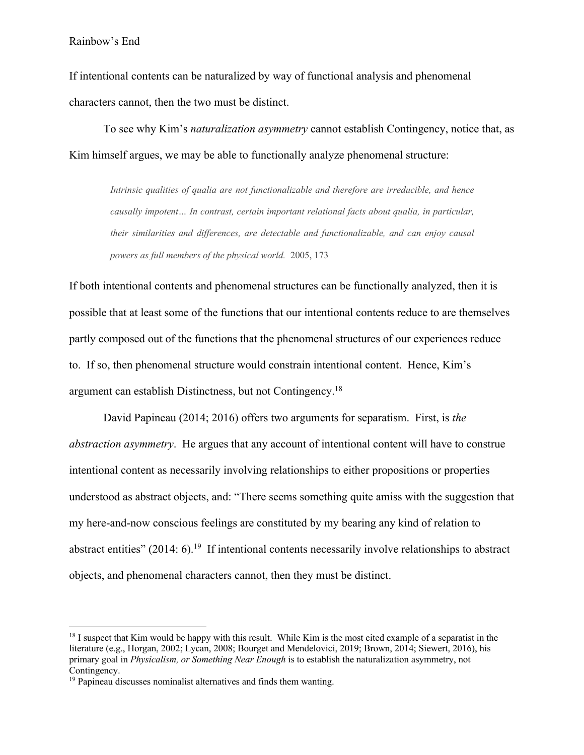If intentional contents can be naturalized by way of functional analysis and phenomenal characters cannot, then the two must be distinct.

To see why Kim's *naturalization asymmetry* cannot establish Contingency, notice that, as Kim himself argues, we may be able to functionally analyze phenomenal structure:

> *Intrinsic qualities of qualia are not functionalizable and therefore are irreducible, and hence causally impotent… In contrast, certain important relational facts about qualia, in particular, their similarities and differences, are detectable and functionalizable, and can enjoy causal powers as full members of the physical world.* 2005, 173

If both intentional contents and phenomenal structures can be functionally analyzed, then it is possible that at least some of the functions that our intentional contents reduce to are themselves partly composed out of the functions that the phenomenal structures of our experiences reduce to. If so, then phenomenal structure would constrain intentional content. Hence, Kim's argument can establish Distinctness, but not Contingency.[18]

David Papineau (2014; 2016) offers two arguments for separatism. First, is *the abstraction asymmetry*. He argues that any account of intentional content will have to construe intentional content as necessarily involving relationships to either propositions or properties understood as abstract objects, and: "There seems something quite amiss with the suggestion that my here-and-now conscious feelings are constituted by my bearing any kind of relation to abstract entities" (2014: 6).[19] If intentional contents necessarily involve relationships to abstract objects, and phenomenal characters cannot, then they must be distinct.

---

[18] I suspect that Kim would be happy with this result. While Kim is the most cited example of a separatist in the literature (e.g., Horgan, 2002; Lycan, 2008; Bourget and Mendelovici, 2019; Brown, 2014; Siewert, 2016), his primary goal in *Physicalism, or Something Near Enough* is to establish the naturalization asymmetry, not Contingency.

[19] Papineau discusses nominalist alternatives and finds them wanting.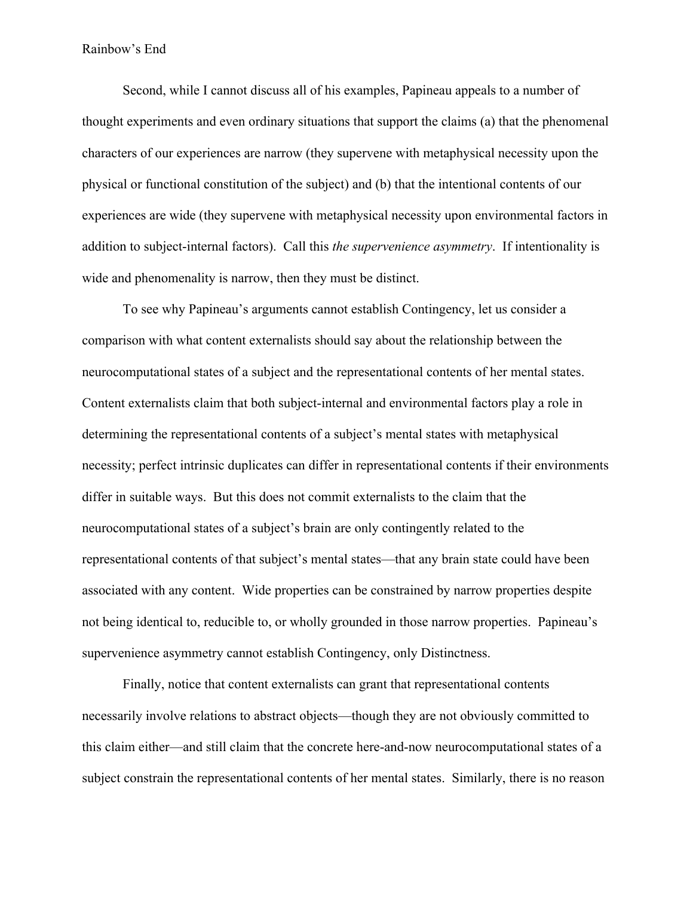Second, while I cannot discuss all of his examples, Papineau appeals to a number of thought experiments and even ordinary situations that support the claims (a) that the phenomenal characters of our experiences are narrow (they supervene with metaphysical necessity upon the physical or functional constitution of the subject) and (b) that the intentional contents of our experiences are wide (they supervene with metaphysical necessity upon environmental factors in addition to subject-internal factors). Call this *the supervenience asymmetry*. If intentionality is wide and phenomenality is narrow, then they must be distinct.

To see why Papineau's arguments cannot establish Contingency, let us consider a comparison with what content externalists should say about the relationship between the neurocomputational states of a subject and the representational contents of her mental states. Content externalists claim that both subject-internal and environmental factors play a role in determining the representational contents of a subject's mental states with metaphysical necessity; perfect intrinsic duplicates can differ in representational contents if their environments differ in suitable ways. But this does not commit externalists to the claim that the neurocomputational states of a subject's brain are only contingently related to the representational contents of that subject's mental states—that any brain state could have been associated with any content. Wide properties can be constrained by narrow properties despite not being identical to, reducible to, or wholly grounded in those narrow properties. Papineau's supervenience asymmetry cannot establish Contingency, only Distinctness.

Finally, notice that content externalists can grant that representational contents necessarily involve relations to abstract objects—though they are not obviously committed to this claim either—and still claim that the concrete here-and-now neurocomputational states of a subject constrain the representational contents of her mental states. Similarly, there is no reason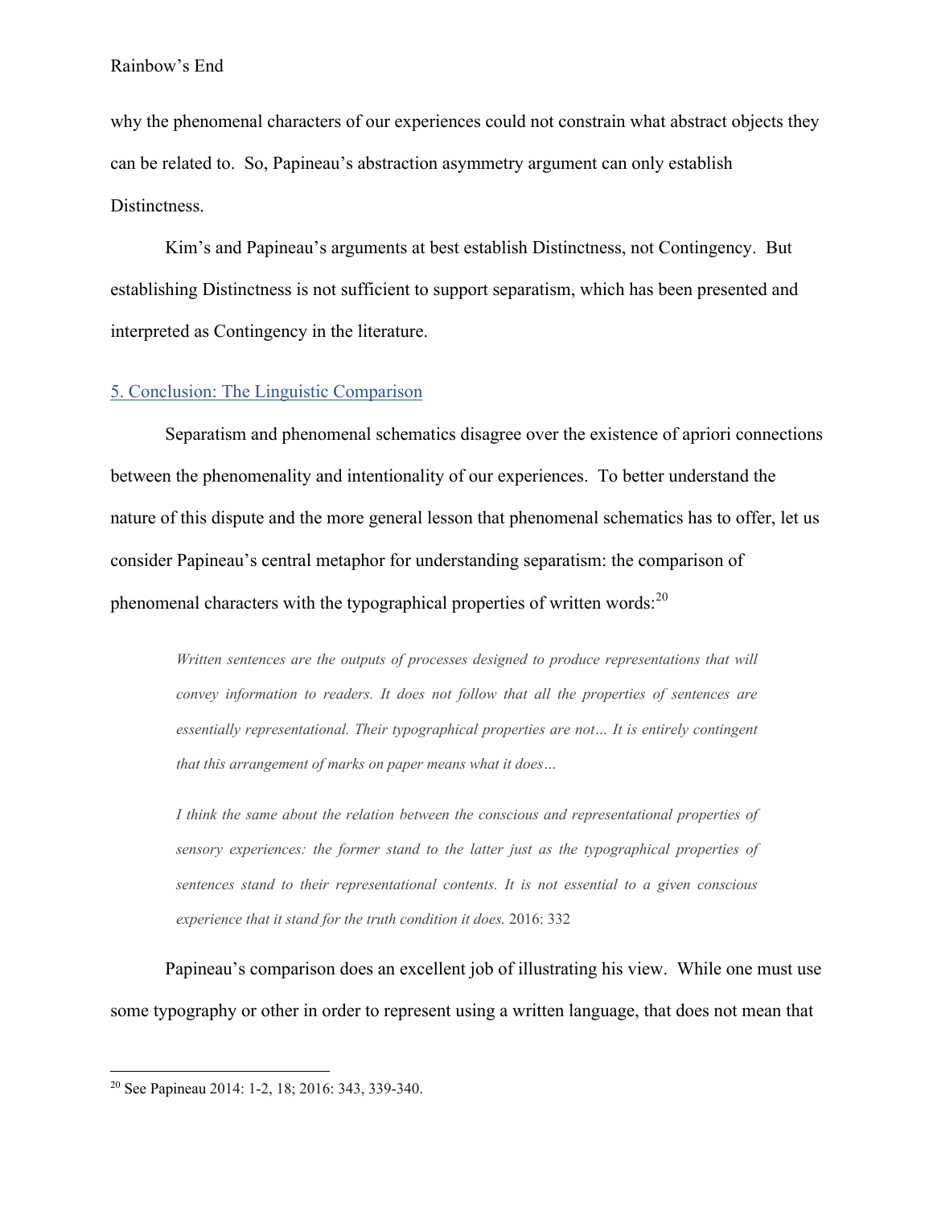why the phenomenal characters of our experiences could not constrain what abstract objects they can be related to. So, Papineau's abstraction asymmetry argument can only establish Distinctness.

Kim's and Papineau's arguments at best establish Distinctness, not Contingency. But establishing Distinctness is not sufficient to support separatism, which has been presented and interpreted as Contingency in the literature.

## 5. Conclusion: The Linguistic Comparison

Separatism and phenomenal schematics disagree over the existence of apriori connections between the phenomenality and intentionality of our experiences. To better understand the nature of this dispute and the more general lesson that phenomenal schematics has to offer, let us consider Papineau's central metaphor for understanding separatism: the comparison of phenomenal characters with the typographical properties of written words:[20]

> *Written sentences are the outputs of processes designed to produce representations that will convey information to readers. It does not follow that all the properties of sentences are essentially representational. Their typographical properties are not… It is entirely contingent that this arrangement of marks on paper means what it does…*
>
> *I think the same about the relation between the conscious and representational properties of sensory experiences: the former stand to the latter just as the typographical properties of sentences stand to their representational contents. It is not essential to a given conscious experience that it stand for the truth condition it does.* 2016: 332

Papineau's comparison does an excellent job of illustrating his view. While one must use some typography or other in order to represent using a written language, that does not mean that

[20] See Papineau 2014: 1-2, 18; 2016: 343, 339-340.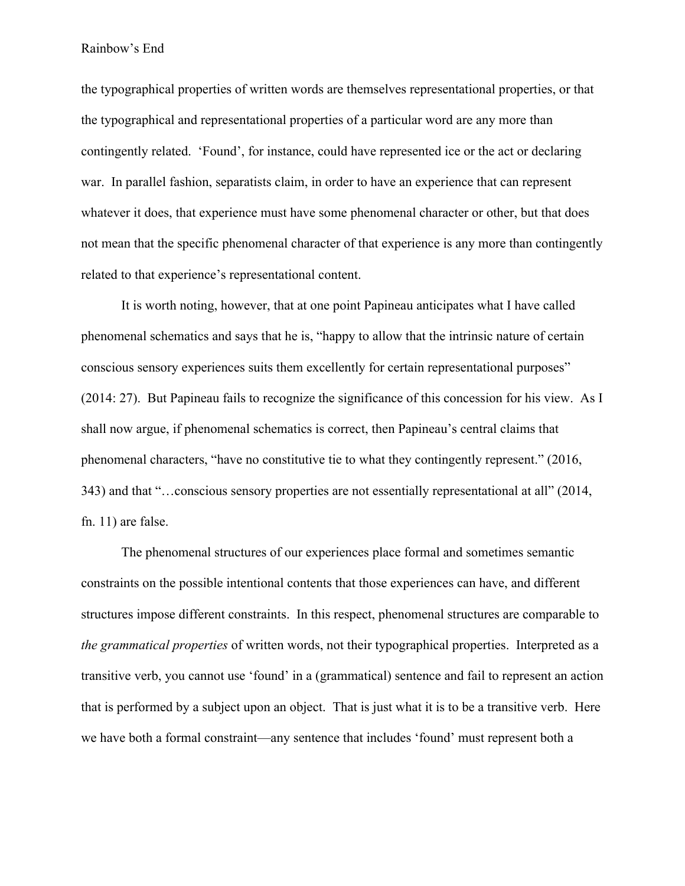the typographical properties of written words are themselves representational properties, or that the typographical and representational properties of a particular word are any more than contingently related. 'Found', for instance, could have represented ice or the act or declaring war. In parallel fashion, separatists claim, in order to have an experience that can represent whatever it does, that experience must have some phenomenal character or other, but that does not mean that the specific phenomenal character of that experience is any more than contingently related to that experience's representational content.

It is worth noting, however, that at one point Papineau anticipates what I have called phenomenal schematics and says that he is, "happy to allow that the intrinsic nature of certain conscious sensory experiences suits them excellently for certain representational purposes" (2014: 27). But Papineau fails to recognize the significance of this concession for his view. As I shall now argue, if phenomenal schematics is correct, then Papineau's central claims that phenomenal characters, "have no constitutive tie to what they contingently represent." (2016, 343) and that "…conscious sensory properties are not essentially representational at all" (2014, fn. 11) are false.

The phenomenal structures of our experiences place formal and sometimes semantic constraints on the possible intentional contents that those experiences can have, and different structures impose different constraints. In this respect, phenomenal structures are comparable to *the grammatical properties* of written words, not their typographical properties. Interpreted as a transitive verb, you cannot use 'found' in a (grammatical) sentence and fail to represent an action that is performed by a subject upon an object. That is just what it is to be a transitive verb. Here we have both a formal constraint—any sentence that includes 'found' must represent both a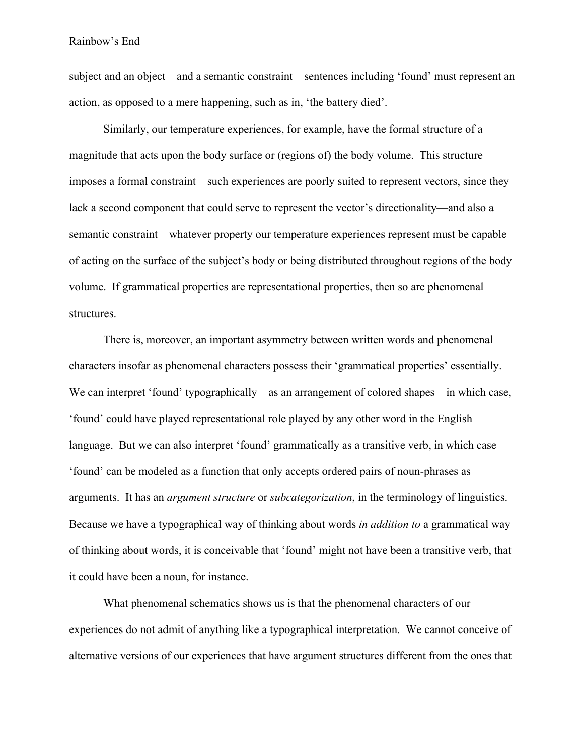subject and an object—and a semantic constraint—sentences including 'found' must represent an action, as opposed to a mere happening, such as in, 'the battery died'.

Similarly, our temperature experiences, for example, have the formal structure of a magnitude that acts upon the body surface or (regions of) the body volume. This structure imposes a formal constraint—such experiences are poorly suited to represent vectors, since they lack a second component that could serve to represent the vector's directionality—and also a semantic constraint—whatever property our temperature experiences represent must be capable of acting on the surface of the subject's body or being distributed throughout regions of the body volume. If grammatical properties are representational properties, then so are phenomenal structures.

There is, moreover, an important asymmetry between written words and phenomenal characters insofar as phenomenal characters possess their 'grammatical properties' essentially. We can interpret 'found' typographically—as an arrangement of colored shapes—in which case, 'found' could have played representational role played by any other word in the English language. But we can also interpret 'found' grammatically as a transitive verb, in which case 'found' can be modeled as a function that only accepts ordered pairs of noun-phrases as arguments. It has an *argument structure* or *subcategorization*, in the terminology of linguistics. Because we have a typographical way of thinking about words *in addition to* a grammatical way of thinking about words, it is conceivable that 'found' might not have been a transitive verb, that it could have been a noun, for instance.

What phenomenal schematics shows us is that the phenomenal characters of our experiences do not admit of anything like a typographical interpretation. We cannot conceive of alternative versions of our experiences that have argument structures different from the ones that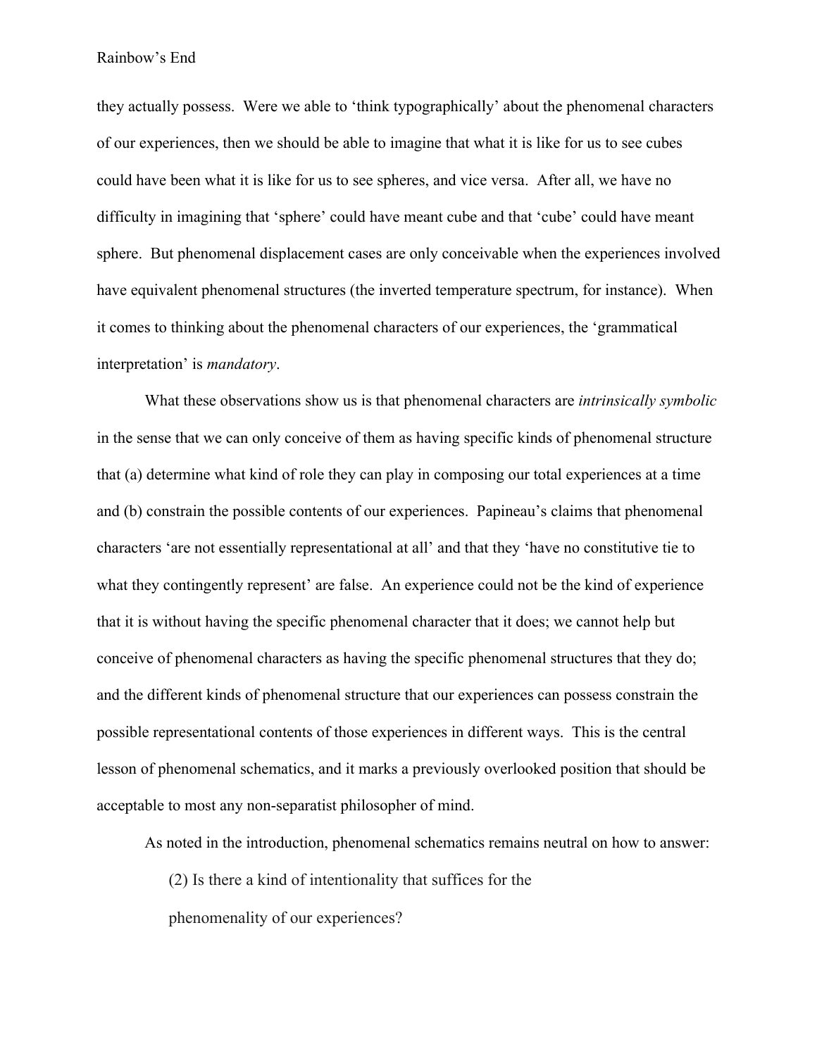they actually possess. Were we able to 'think typographically' about the phenomenal characters of our experiences, then we should be able to imagine that what it is like for us to see cubes could have been what it is like for us to see spheres, and vice versa. After all, we have no difficulty in imagining that 'sphere' could have meant cube and that 'cube' could have meant sphere. But phenomenal displacement cases are only conceivable when the experiences involved have equivalent phenomenal structures (the inverted temperature spectrum, for instance). When it comes to thinking about the phenomenal characters of our experiences, the 'grammatical interpretation' is *mandatory*.

What these observations show us is that phenomenal characters are *intrinsically symbolic* in the sense that we can only conceive of them as having specific kinds of phenomenal structure that (a) determine what kind of role they can play in composing our total experiences at a time and (b) constrain the possible contents of our experiences. Papineau's claims that phenomenal characters 'are not essentially representational at all' and that they 'have no constitutive tie to what they contingently represent' are false. An experience could not be the kind of experience that it is without having the specific phenomenal character that it does; we cannot help but conceive of phenomenal characters as having the specific phenomenal structures that they do; and the different kinds of phenomenal structure that our experiences can possess constrain the possible representational contents of those experiences in different ways. This is the central lesson of phenomenal schematics, and it marks a previously overlooked position that should be acceptable to most any non-separatist philosopher of mind.

As noted in the introduction, phenomenal schematics remains neutral on how to answer:

> (2) Is there a kind of intentionality that suffices for the phenomenality of our experiences?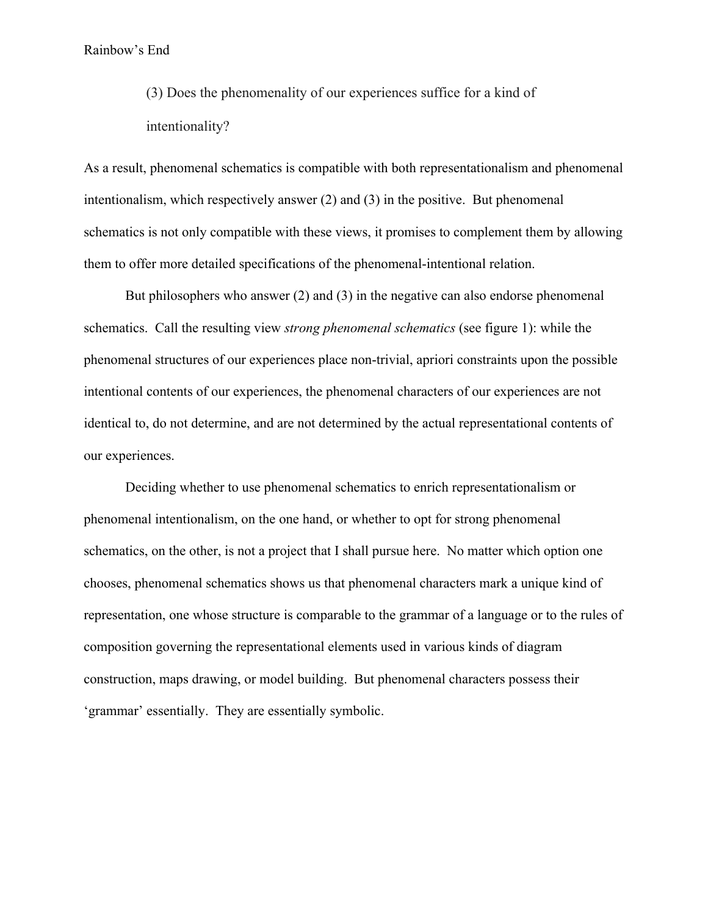(3) Does the phenomenality of our experiences suffice for a kind of intentionality?

As a result, phenomenal schematics is compatible with both representationalism and phenomenal intentionalism, which respectively answer (2) and (3) in the positive. But phenomenal schematics is not only compatible with these views, it promises to complement them by allowing them to offer more detailed specifications of the phenomenal-intentional relation.

But philosophers who answer (2) and (3) in the negative can also endorse phenomenal schematics. Call the resulting view *strong phenomenal schematics* (see figure 1): while the phenomenal structures of our experiences place non-trivial, apriori constraints upon the possible intentional contents of our experiences, the phenomenal characters of our experiences are not identical to, do not determine, and are not determined by the actual representational contents of our experiences.

Deciding whether to use phenomenal schematics to enrich representationalism or phenomenal intentionalism, on the one hand, or whether to opt for strong phenomenal schematics, on the other, is not a project that I shall pursue here. No matter which option one chooses, phenomenal schematics shows us that phenomenal characters mark a unique kind of representation, one whose structure is comparable to the grammar of a language or to the rules of composition governing the representational elements used in various kinds of diagram construction, maps drawing, or model building. But phenomenal characters possess their 'grammar' essentially. They are essentially symbolic.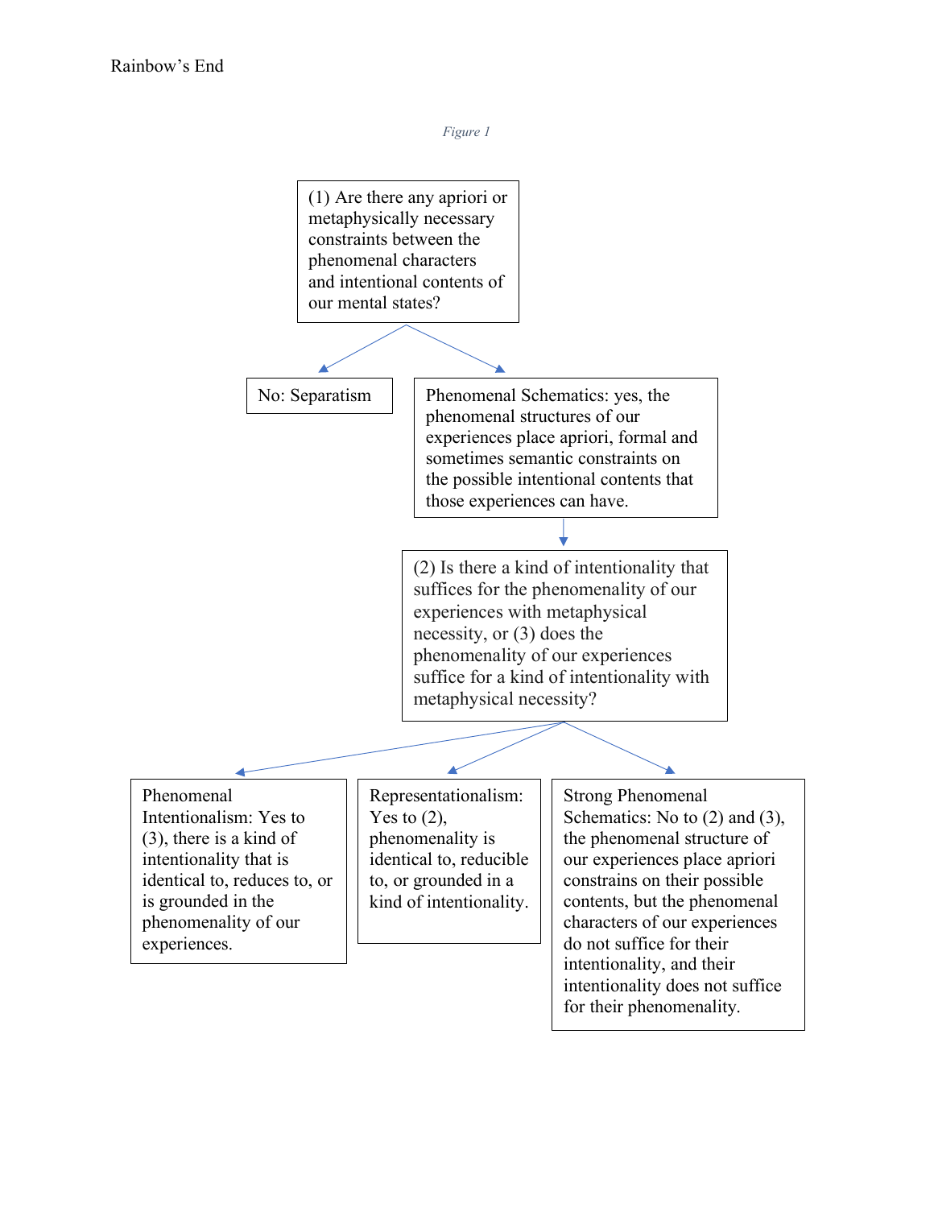*Figure 1*

(1) Are there any apriori or metaphysically necessary constraints between the phenomenal characters and intentional contents of our mental states?

- No: Separatism
- Phenomenal Schematics: yes, the phenomenal structures of our experiences place apriori, formal and sometimes semantic constraints on the possible intentional contents that those experiences can have.
  - (2) Is there a kind of intentionality that suffices for the phenomenality of our experiences with metaphysical necessity, or (3) does the phenomenality of our experiences suffice for a kind of intentionality with metaphysical necessity?
    - Phenomenal Intentionalism: Yes to (3), there is a kind of intentionality that is identical to, reduces to, or is grounded in the phenomenality of our experiences.
    - Representationalism: Yes to (2), phenomenality is identical to, reducible to, or grounded in a kind of intentionality.
    - Strong Phenomenal Schematics: No to (2) and (3), the phenomenal structure of our experiences place apriori constrains on their possible contents, but the phenomenal characters of our experiences do not suffice for their intentionality, and their intentionality does not suffice for their phenomenality.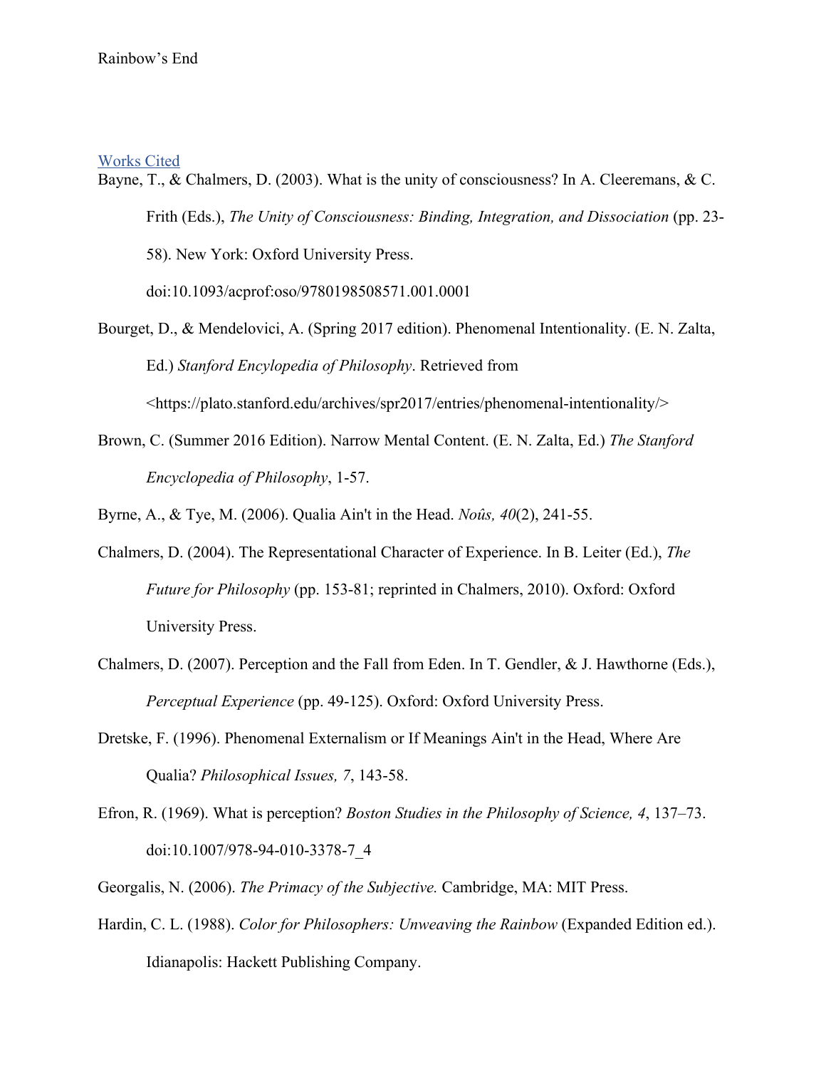## Works Cited

Bayne, T., & Chalmers, D. (2003). What is the unity of consciousness? In A. Cleeremans, & C. Frith (Eds.), *The Unity of Consciousness: Binding, Integration, and Dissociation* (pp. 23-58). New York: Oxford University Press. doi:10.1093/acprof:oso/9780198508571.001.0001

Bourget, D., & Mendelovici, A. (Spring 2017 edition). Phenomenal Intentionality. (E. N. Zalta, Ed.) *Stanford Encyclopedia of Philosophy*. Retrieved from <https://plato.stanford.edu/archives/spr2017/entries/phenomenal-intentionality/>

Brown, C. (Summer 2016 Edition). Narrow Mental Content. (E. N. Zalta, Ed.) *The Stanford Encyclopedia of Philosophy*, 1-57.

Byrne, A., & Tye, M. (2006). Qualia Ain't in the Head. *Noûs, 40*(2), 241-55.

Chalmers, D. (2004). The Representational Character of Experience. In B. Leiter (Ed.), *The Future for Philosophy* (pp. 153-81; reprinted in Chalmers, 2010). Oxford: Oxford University Press.

Chalmers, D. (2007). Perception and the Fall from Eden. In T. Gendler, & J. Hawthorne (Eds.), *Perceptual Experience* (pp. 49-125). Oxford: Oxford University Press.

Dretske, F. (1996). Phenomenal Externalism or If Meanings Ain't in the Head, Where Are Qualia? *Philosophical Issues, 7*, 143-58.

Efron, R. (1969). What is perception? *Boston Studies in the Philosophy of Science, 4*, 137–73. doi:10.1007/978-94-010-3378-7_4

Georgalis, N. (2006). *The Primacy of the Subjective.* Cambridge, MA: MIT Press.

Hardin, C. L. (1988). *Color for Philosophers: Unweaving the Rainbow* (Expanded Edition ed.). Idianapolis: Hackett Publishing Company.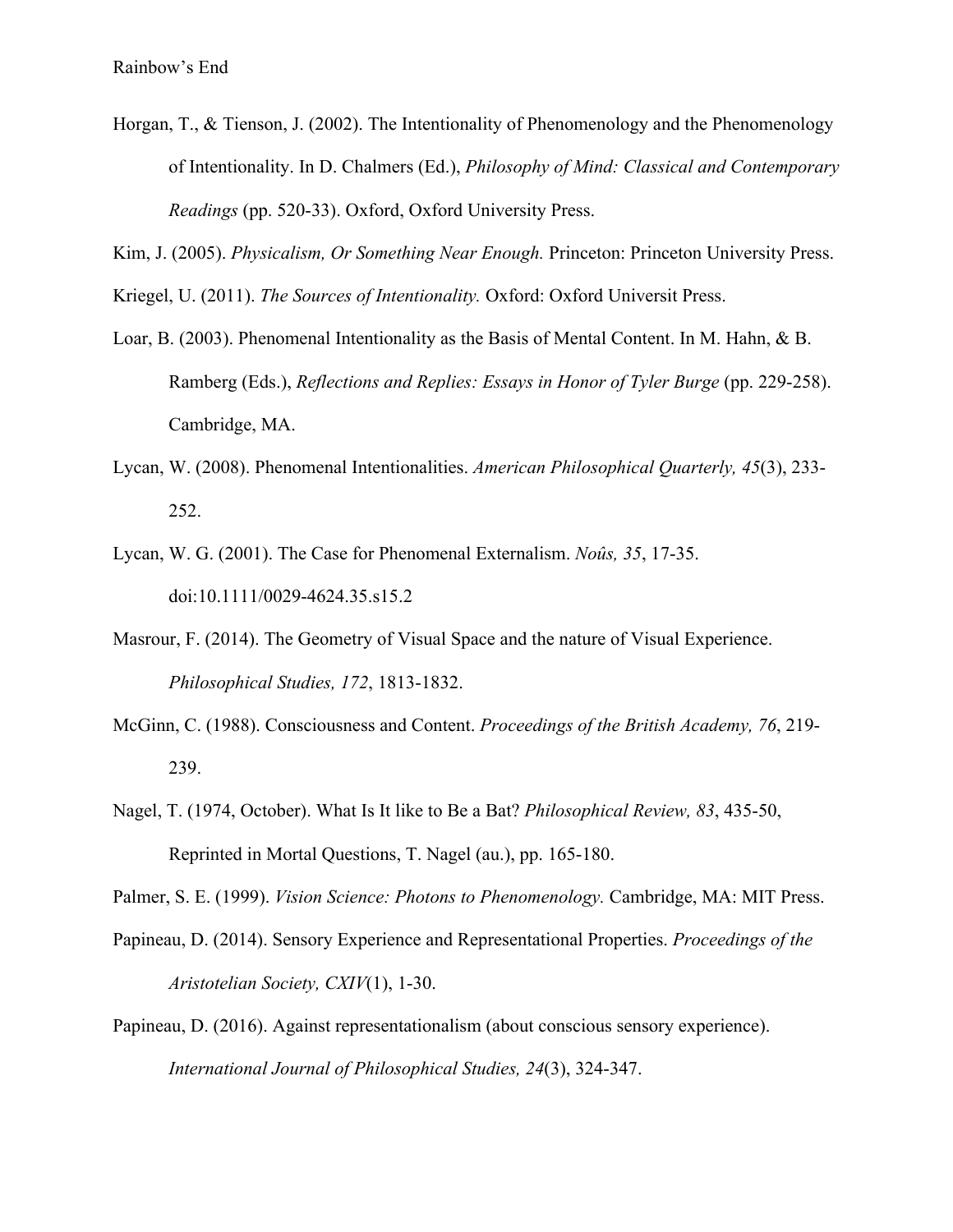Horgan, T., & Tienson, J. (2002). The Intentionality of Phenomenology and the Phenomenology of Intentionality. In D. Chalmers (Ed.), *Philosophy of Mind: Classical and Contemporary Readings* (pp. 520-33). Oxford, Oxford University Press.

Kim, J. (2005). *Physicalism, Or Something Near Enough.* Princeton: Princeton University Press.

Kriegel, U. (2011). *The Sources of Intentionality.* Oxford: Oxford Universit Press.

Loar, B. (2003). Phenomenal Intentionality as the Basis of Mental Content. In M. Hahn, & B. Ramberg (Eds.), *Reflections and Replies: Essays in Honor of Tyler Burge* (pp. 229-258). Cambridge, MA.

Lycan, W. (2008). Phenomenal Intentionalities. *American Philosophical Quarterly, 45*(3), 233-252.

Lycan, W. G. (2001). The Case for Phenomenal Externalism. *Noûs, 35*, 17-35. doi:10.1111/0029-4624.35.s15.2

Masrour, F. (2014). The Geometry of Visual Space and the nature of Visual Experience. *Philosophical Studies, 172*, 1813-1832.

McGinn, C. (1988). Consciousness and Content. *Proceedings of the British Academy, 76*, 219-239.

Nagel, T. (1974, October). What Is It like to Be a Bat? *Philosophical Review, 83*, 435-50, Reprinted in Mortal Questions, T. Nagel (au.), pp. 165-180.

Palmer, S. E. (1999). *Vision Science: Photons to Phenomenology.* Cambridge, MA: MIT Press.

Papineau, D. (2014). Sensory Experience and Representational Properties. *Proceedings of the Aristotelian Society, CXIV*(1), 1-30.

Papineau, D. (2016). Against representationalism (about conscious sensory experience). *International Journal of Philosophical Studies, 24*(3), 324-347.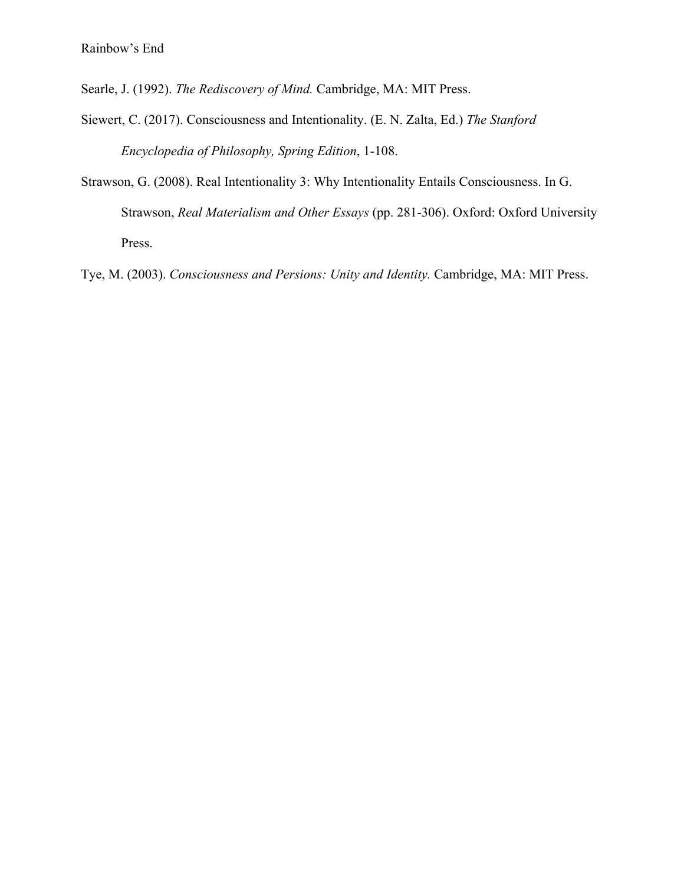Searle, J. (1992). *The Rediscovery of Mind.* Cambridge, MA: MIT Press.

Siewert, C. (2017). Consciousness and Intentionality. (E. N. Zalta, Ed.) *The Stanford Encyclopedia of Philosophy, Spring Edition*, 1-108.

Strawson, G. (2008). Real Intentionality 3: Why Intentionality Entails Consciousness. In G. Strawson, *Real Materialism and Other Essays* (pp. 281-306). Oxford: Oxford University Press.

Tye, M. (2003). *Consciousness and Persions: Unity and Identity.* Cambridge, MA: MIT Press.